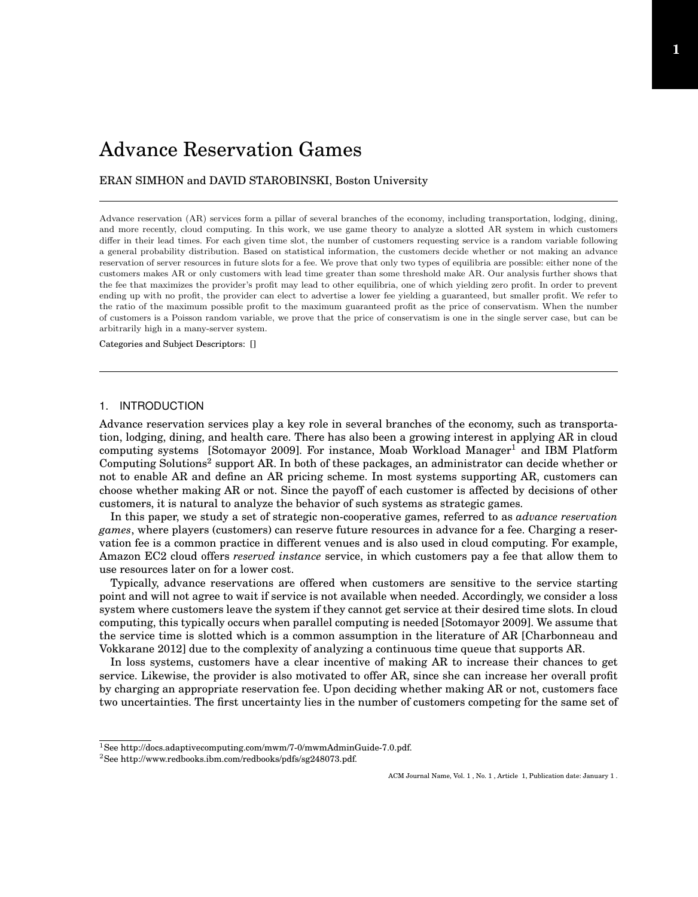# Advance Reservation Games

ERAN SIMHON and DAVID STAROBINSKI, Boston University

Advance reservation (AR) services form a pillar of several branches of the economy, including transportation, lodging, dining, and more recently, cloud computing. In this work, we use game theory to analyze a slotted AR system in which customers differ in their lead times. For each given time slot, the number of customers requesting service is a random variable following a general probability distribution. Based on statistical information, the customers decide whether or not making an advance reservation of server resources in future slots for a fee. We prove that only two types of equilibria are possible: either none of the customers makes AR or only customers with lead time greater than some threshold make AR. Our analysis further shows that the fee that maximizes the provider's profit may lead to other equilibria, one of which yielding zero profit. In order to prevent ending up with no profit, the provider can elect to advertise a lower fee yielding a guaranteed, but smaller profit. We refer to the ratio of the maximum possible profit to the maximum guaranteed profit as the price of conservatism. When the number of customers is a Poisson random variable, we prove that the price of conservatism is one in the single server case, but can be arbitrarily high in a many-server system.

Categories and Subject Descriptors: []

## 1. INTRODUCTION

Advance reservation services play a key role in several branches of the economy, such as transportation, lodging, dining, and health care. There has also been a growing interest in applying AR in cloud computing systems [Sotomayor 2009]. For instance, Moab Workload Manager[1] and IBM Platform Computing Solutions[2] support AR. In both of these packages, an administrator can decide whether or not to enable AR and define an AR pricing scheme. In most systems supporting AR, customers can choose whether making AR or not. Since the payoff of each customer is affected by decisions of other customers, it is natural to analyze the behavior of such systems as strategic games.

In this paper, we study a set of strategic non-cooperative games, referred to as *advance reservation games*, where players (customers) can reserve future resources in advance for a fee. Charging a reservation fee is a common practice in different venues and is also used in cloud computing. For example, Amazon EC2 cloud offers *reserved instance* service, in which customers pay a fee that allow them to use resources later on for a lower cost.

Typically, advance reservations are offered when customers are sensitive to the service starting point and will not agree to wait if service is not available when needed. Accordingly, we consider a loss system where customers leave the system if they cannot get service at their desired time slots. In cloud computing, this typically occurs when parallel computing is needed [Sotomayor 2009]. We assume that the service time is slotted which is a common assumption in the literature of AR [Charbonneau and Vokkarane 2012] due to the complexity of analyzing a continuous time queue that supports AR.

In loss systems, customers have a clear incentive of making AR to increase their chances to get service. Likewise, the provider is also motivated to offer AR, since she can increase her overall profit by charging an appropriate reservation fee. Upon deciding whether making AR or not, customers face two uncertainties. The first uncertainty lies in the number of customers competing for the same set of

[1] See http://docs.adaptivecomputing.com/mwm/7-0/mwmAdminGuide-7.0.pdf.

[2] See http://www.redbooks.ibm.com/redbooks/pdfs/sg248073.pdf.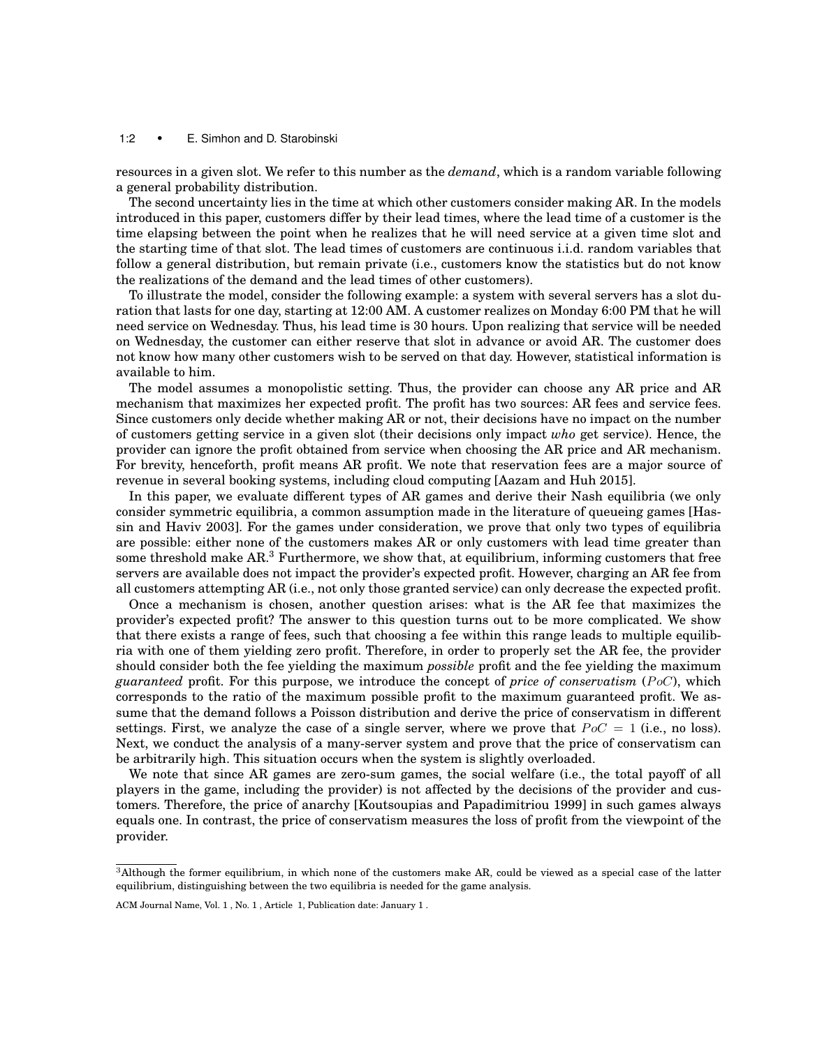resources in a given slot. We refer to this number as the *demand*, which is a random variable following a general probability distribution.

The second uncertainty lies in the time at which other customers consider making AR. In the models introduced in this paper, customers differ by their lead times, where the lead time of a customer is the time elapsing between the point when he realizes that he will need service at a given time slot and the starting time of that slot. The lead times of customers are continuous i.i.d. random variables that follow a general distribution, but remain private (i.e., customers know the statistics but do not know the realizations of the demand and the lead times of other customers).

To illustrate the model, consider the following example: a system with several servers has a slot duration that lasts for one day, starting at 12:00 AM. A customer realizes on Monday 6:00 PM that he will need service on Wednesday. Thus, his lead time is 30 hours. Upon realizing that service will be needed on Wednesday, the customer can either reserve that slot in advance or avoid AR. The customer does not know how many other customers wish to be served on that day. However, statistical information is available to him.

The model assumes a monopolistic setting. Thus, the provider can choose any AR price and AR mechanism that maximizes her expected profit. The profit has two sources: AR fees and service fees. Since customers only decide whether making AR or not, their decisions have no impact on the number of customers getting service in a given slot (their decisions only impact *who* get service). Hence, the provider can ignore the profit obtained from service when choosing the AR price and AR mechanism. For brevity, henceforth, profit means AR profit. We note that reservation fees are a major source of revenue in several booking systems, including cloud computing [Aazam and Huh 2015].

In this paper, we evaluate different types of AR games and derive their Nash equilibria (we only consider symmetric equilibria, a common assumption made in the literature of queueing games [Hassin and Haviv 2003]. For the games under consideration, we prove that only two types of equilibria are possible: either none of the customers makes AR or only customers with lead time greater than some threshold make AR.[3] Furthermore, we show that, at equilibrium, informing customers that free servers are available does not impact the provider's expected profit. However, charging an AR fee from all customers attempting AR (i.e., not only those granted service) can only decrease the expected profit.

Once a mechanism is chosen, another question arises: what is the AR fee that maximizes the provider's expected profit? The answer to this question turns out to be more complicated. We show that there exists a range of fees, such that choosing a fee within this range leads to multiple equilibria with one of them yielding zero profit. Therefore, in order to properly set the AR fee, the provider should consider both the fee yielding the maximum *possible* profit and the fee yielding the maximum *guaranteed* profit. For this purpose, we introduce the concept of *price of conservatism* ($PoC$), which corresponds to the ratio of the maximum possible profit to the maximum guaranteed profit. We assume that the demand follows a Poisson distribution and derive the price of conservatism in different settings. First, we analyze the case of a single server, where we prove that $PoC = 1$ (i.e., no loss). Next, we conduct the analysis of a many-server system and prove that the price of conservatism can be arbitrarily high. This situation occurs when the system is slightly overloaded.

We note that since AR games are zero-sum games, the social welfare (i.e., the total payoff of all players in the game, including the provider) is not affected by the decisions of the provider and customers. Therefore, the price of anarchy [Koutsoupias and Papadimitriou 1999] in such games always equals one. In contrast, the price of conservatism measures the loss of profit from the viewpoint of the provider.

[3]Although the former equilibrium, in which none of the customers make AR, could be viewed as a special case of the latter equilibrium, distinguishing between the two equilibria is needed for the game analysis.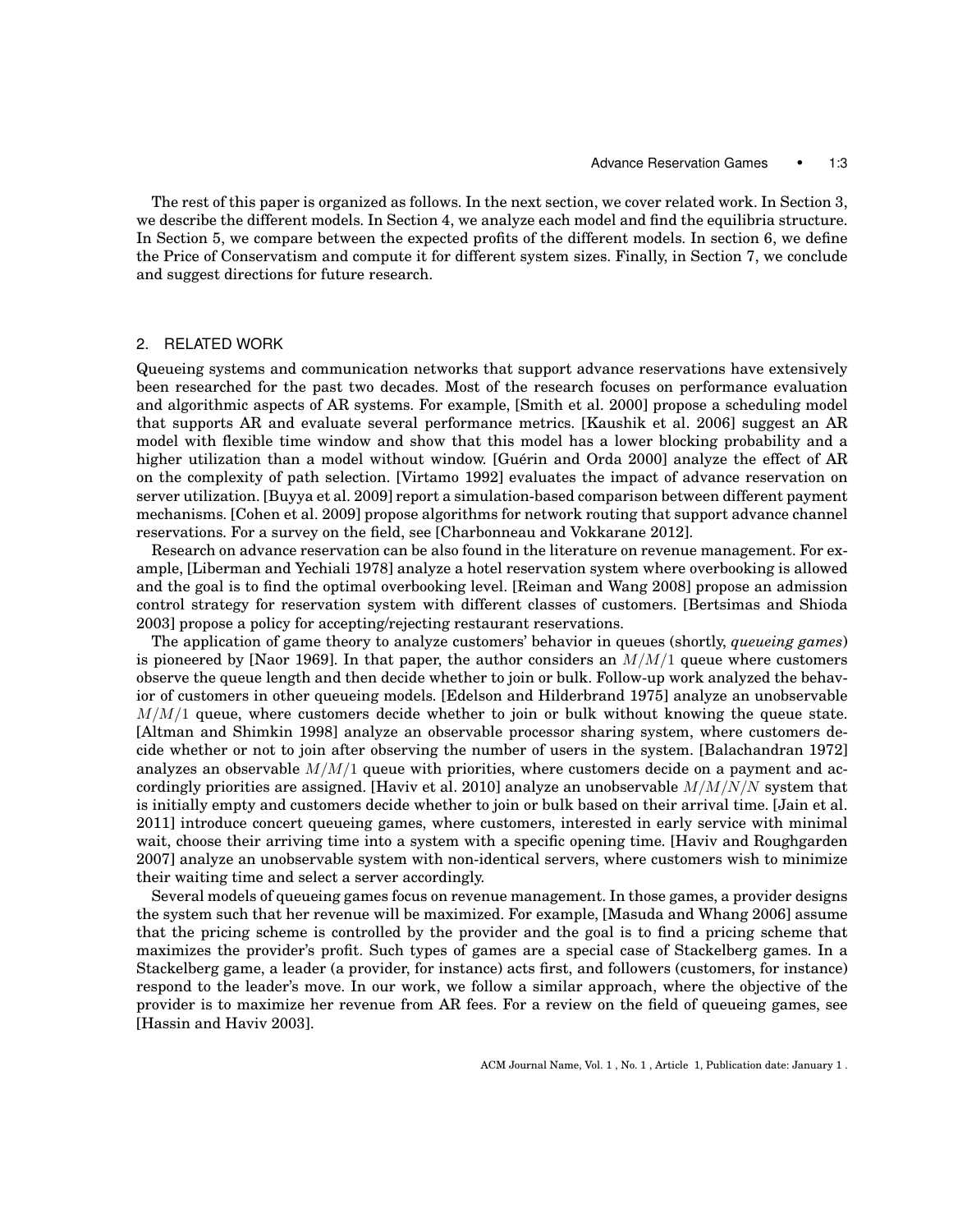The rest of this paper is organized as follows. In the next section, we cover related work. In Section 3, we describe the different models. In Section 4, we analyze each model and find the equilibria structure. In Section 5, we compare between the expected profits of the different models. In section 6, we define the Price of Conservatism and compute it for different system sizes. Finally, in Section 7, we conclude and suggest directions for future research.

## 2. RELATED WORK

Queueing systems and communication networks that support advance reservations have extensively been researched for the past two decades. Most of the research focuses on performance evaluation and algorithmic aspects of AR systems. For example, [Smith et al. 2000] propose a scheduling model that supports AR and evaluate several performance metrics. [Kaushik et al. 2006] suggest an AR model with flexible time window and show that this model has a lower blocking probability and a higher utilization than a model without window. [Guérin and Orda 2000] analyze the effect of AR on the complexity of path selection. [Virtamo 1992] evaluates the impact of advance reservation on server utilization. [Buyya et al. 2009] report a simulation-based comparison between different payment mechanisms. [Cohen et al. 2009] propose algorithms for network routing that support advance channel reservations. For a survey on the field, see [Charbonneau and Vokkarane 2012].

Research on advance reservation can be also found in the literature on revenue management. For example, [Liberman and Yechiali 1978] analyze a hotel reservation system where overbooking is allowed and the goal is to find the optimal overbooking level. [Reiman and Wang 2008] propose an admission control strategy for reservation system with different classes of customers. [Bertsimas and Shioda 2003] propose a policy for accepting/rejecting restaurant reservations.

The application of game theory to analyze customers' behavior in queues (shortly, *queueing games*) is pioneered by [Naor 1969]. In that paper, the author considers an $M/M/1$ queue where customers observe the queue length and then decide whether to join or bulk. Follow-up work analyzed the behavior of customers in other queueing models. [Edelson and Hilderbrand 1975] analyze an unobservable $M/M/1$ queue, where customers decide whether to join or bulk without knowing the queue state. [Altman and Shimkin 1998] analyze an observable processor sharing system, where customers decide whether or not to join after observing the number of users in the system. [Balachandran 1972] analyzes an observable $M/M/1$ queue with priorities, where customers decide on a payment and accordingly priorities are assigned. [Haviv et al. 2010] analyze an unobservable $M/M/N/N$ system that is initially empty and customers decide whether to join or bulk based on their arrival time. [Jain et al. 2011] introduce concert queueing games, where customers, interested in early service with minimal wait, choose their arriving time into a system with a specific opening time. [Haviv and Roughgarden 2007] analyze an unobservable system with non-identical servers, where customers wish to minimize their waiting time and select a server accordingly.

Several models of queueing games focus on revenue management. In those games, a provider designs the system such that her revenue will be maximized. For example, [Masuda and Whang 2006] assume that the pricing scheme is controlled by the provider and the goal is to find a pricing scheme that maximizes the provider's profit. Such types of games are a special case of Stackelberg games. In a Stackelberg game, a leader (a provider, for instance) acts first, and followers (customers, for instance) respond to the leader's move. In our work, we follow a similar approach, where the objective of the provider is to maximize her revenue from AR fees. For a review on the field of queueing games, see [Hassin and Haviv 2003].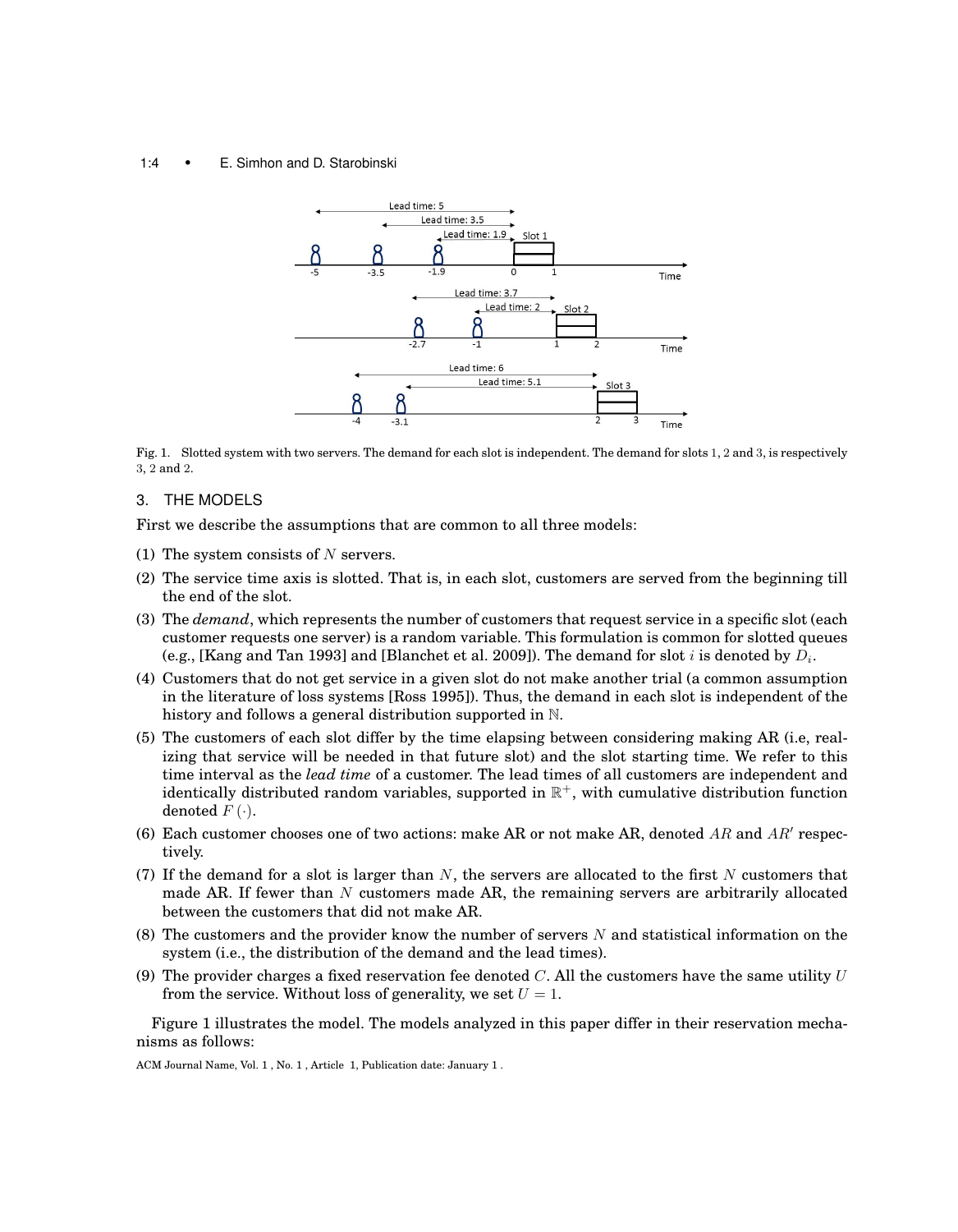Fig. 1. Slotted system with two servers. The demand for each slot is independent. The demand for slots 1, 2 and 3, is respectively 3, 2 and 2.

## 3. THE MODELS

First we describe the assumptions that are common to all three models:

(1) The system consists of $N$ servers.

(2) The service time axis is slotted. That is, in each slot, customers are served from the beginning till the end of the slot.

(3) The *demand*, which represents the number of customers that request service in a specific slot (each customer requests one server) is a random variable. This formulation is common for slotted queues (e.g., [Kang and Tan 1993] and [Blanchet et al. 2009]). The demand for slot $i$ is denoted by $D_i$.

(4) Customers that do not get service in a given slot do not make another trial (a common assumption in the literature of loss systems [Ross 1995]). Thus, the demand in each slot is independent of the history and follows a general distribution supported in $\mathbb{N}$.

(5) The customers of each slot differ by the time elapsing between considering making AR (i.e, realizing that service will be needed in that future slot) and the slot starting time. We refer to this time interval as the *lead time* of a customer. The lead times of all customers are independent and identically distributed random variables, supported in $\mathbb{R}^+$, with cumulative distribution function denoted $F(\cdot)$.

(6) Each customer chooses one of two actions: make AR or not make AR, denoted $AR$ and $AR'$ respectively.

(7) If the demand for a slot is larger than $N$, the servers are allocated to the first $N$ customers that made AR. If fewer than $N$ customers made AR, the remaining servers are arbitrarily allocated between the customers that did not make AR.

(8) The customers and the provider know the number of servers $N$ and statistical information on the system (i.e., the distribution of the demand and the lead times).

(9) The provider charges a fixed reservation fee denoted $C$. All the customers have the same utility $U$ from the service. Without loss of generality, we set $U = 1$.

Figure 1 illustrates the model. The models analyzed in this paper differ in their reservation mechanisms as follows: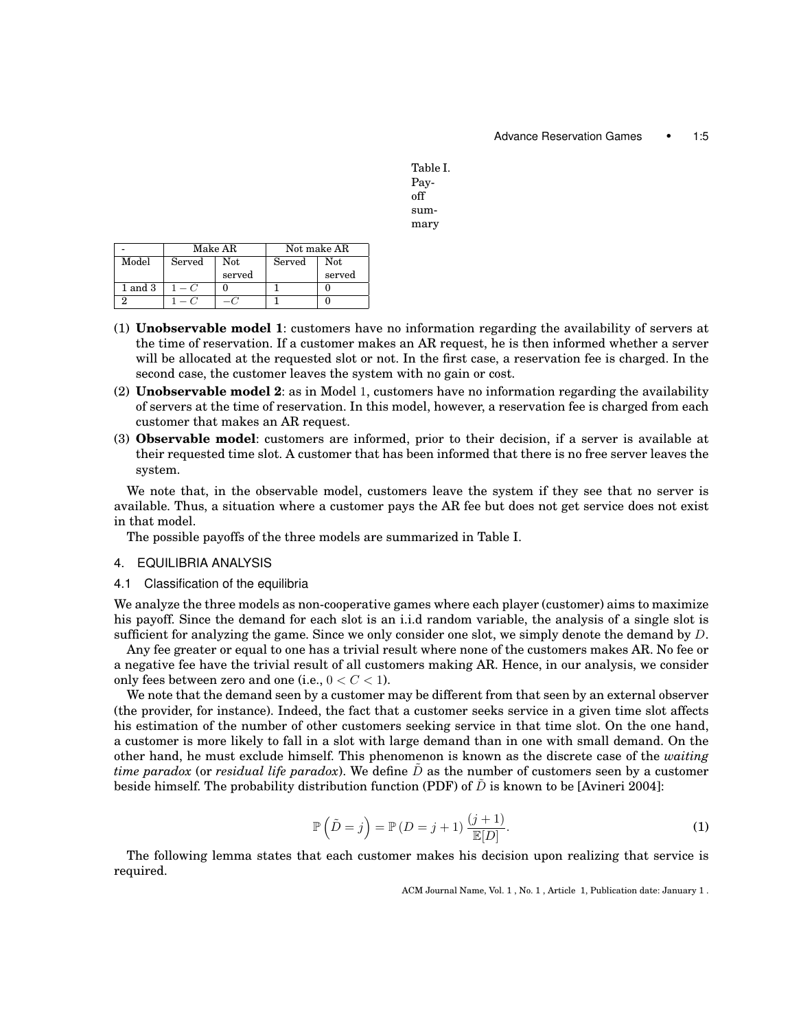Table I. Payoff summary

| - | Make AR | | Not make AR | |
|---|---|---|---|---|
| Model | Served | Not served | Served | Not served |
| 1 and 3 | $1-C$ | 0 | 1 | 0 |
| 2 | $1-C$ | $-C$ | 1 | 0 |

(1) **Unobservable model 1**: customers have no information regarding the availability of servers at the time of reservation. If a customer makes an AR request, he is then informed whether a server will be allocated at the requested slot or not. In the first case, a reservation fee is charged. In the second case, the customer leaves the system with no gain or cost.

(2) **Unobservable model 2**: as in Model 1, customers have no information regarding the availability of servers at the time of reservation. In this model, however, a reservation fee is charged from each customer that makes an AR request.

(3) **Observable model**: customers are informed, prior to their decision, if a server is available at their requested time slot. A customer that has been informed that there is no free server leaves the system.

We note that, in the observable model, customers leave the system if they see that no server is available. Thus, a situation where a customer pays the AR fee but does not get service does not exist in that model.

The possible payoffs of the three models are summarized in Table I.

## 4. EQUILIBRIA ANALYSIS

### 4.1 Classification of the equilibria

We analyze the three models as non-cooperative games where each player (customer) aims to maximize his payoff. Since the demand for each slot is an i.i.d random variable, the analysis of a single slot is sufficient for analyzing the game. Since we only consider one slot, we simply denote the demand by $D$.

Any fee greater or equal to one has a trivial result where none of the customers makes AR. No fee or a negative fee have the trivial result of all customers making AR. Hence, in our analysis, we consider only fees between zero and one (i.e., $0 < C < 1$).

We note that the demand seen by a customer may be different from that seen by an external observer (the provider, for instance). Indeed, the fact that a customer seeks service in a given time slot affects his estimation of the number of other customers seeking service in that time slot. On the one hand, a customer is more likely to fall in a slot with large demand than in one with small demand. On the other hand, he must exclude himself. This phenomenon is known as the discrete case of the *waiting time paradox* (or *residual life paradox*). We define $\tilde{D}$ as the number of customers seen by a customer beside himself. The probability distribution function (PDF) of $\tilde{D}$ is known to be [Avineri 2004]:

$$\mathbb{P}\left(\tilde{D} = j\right) = \mathbb{P}\left(D = j+1\right)\frac{(j+1)}{\mathbb{E}[D]}. \tag{1}$$

The following lemma states that each customer makes his decision upon realizing that service is required.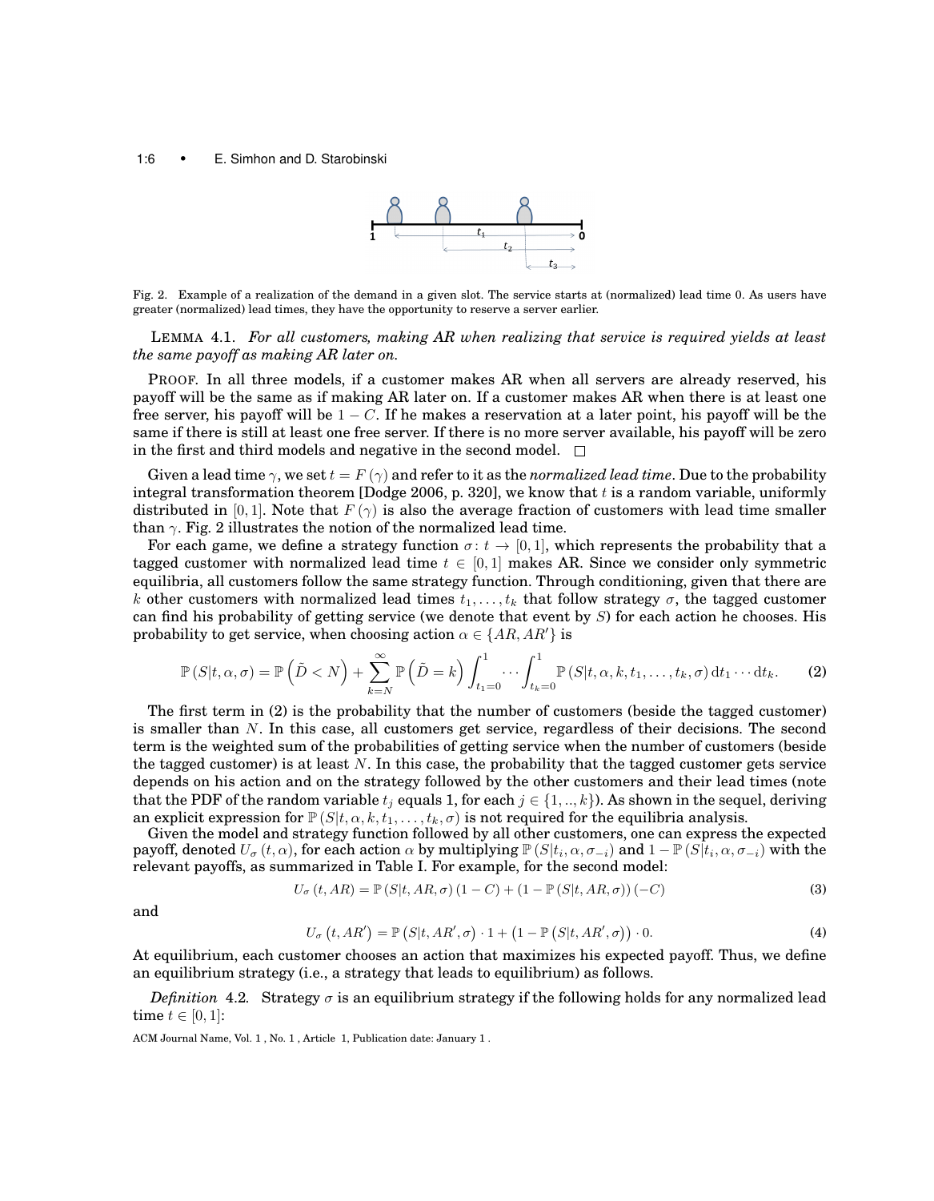Fig. 2. Example of a realization of the demand in a given slot. The service starts at (normalized) lead time 0. As users have greater (normalized) lead times, they have the opportunity to reserve a server earlier.

LEMMA 4.1. *For all customers, making AR when realizing that service is required yields at least the same payoff as making AR later on.*

PROOF. In all three models, if a customer makes AR when all servers are already reserved, his payoff will be the same as if making AR later on. If a customer makes AR when there is at least one free server, his payoff will be $1 - C$. If he makes a reservation at a later point, his payoff will be the same if there is still at least one free server. If there is no more server available, his payoff will be zero in the first and third models and negative in the second model. □

Given a lead time $\gamma$, we set $t = F(\gamma)$ and refer to it as the *normalized lead time*. Due to the probability integral transformation theorem [Dodge 2006, p. 320], we know that $t$ is a random variable, uniformly distributed in $[0, 1]$. Note that $F(\gamma)$ is also the average fraction of customers with lead time smaller than $\gamma$. Fig. 2 illustrates the notion of the normalized lead time.

For each game, we define a strategy function $\sigma\colon t \to [0, 1]$, which represents the probability that a tagged customer with normalized lead time $t \in [0, 1]$ makes AR. Since we consider only symmetric equilibria, all customers follow the same strategy function. Through conditioning, given that there are $k$ other customers with normalized lead times $t_1, \ldots, t_k$ that follow strategy $\sigma$, the tagged customer can find his probability of getting service (we denote that event by $S$) for each action he chooses. His probability to get service, when choosing action $\alpha \in \{AR, AR'\}$ is

$$\mathbb{P}(S|t, \alpha, \sigma) = \mathbb{P}\left(\tilde{D} < N\right) + \sum_{k=N}^{\infty} \mathbb{P}\left(\tilde{D} = k\right) \int_{t_1=0}^{1} \cdots \int_{t_k=0}^{1} \mathbb{P}(S|t, \alpha, k, t_1, \ldots, t_k, \sigma) \, \mathrm{d}t_1 \cdots \mathrm{d}t_k. \tag{2}$$

The first term in (2) is the probability that the number of customers (beside the tagged customer) is smaller than $N$. In this case, all customers get service, regardless of their decisions. The second term is the weighted sum of the probabilities of getting service when the number of customers (beside the tagged customer) is at least $N$. In this case, the probability that the tagged customer gets service depends on his action and on the strategy followed by the other customers and their lead times (note that the PDF of the random variable $t_j$ equals 1, for each $j \in \{1, .., k\}$). As shown in the sequel, deriving an explicit expression for $\mathbb{P}(S|t, \alpha, k, t_1, \ldots, t_k, \sigma)$ is not required for the equilibria analysis.

Given the model and strategy function followed by all other customers, one can express the expected payoff, denoted $U_\sigma(t, \alpha)$, for each action $\alpha$ by multiplying $\mathbb{P}(S|t_i, \alpha, \sigma_{-i})$ and $1 - \mathbb{P}(S|t_i, \alpha, \sigma_{-i})$ with the relevant payoffs, as summarized in Table I. For example, for the second model:

$$U_\sigma(t, AR) = \mathbb{P}(S|t, AR, \sigma)(1 - C) + (1 - \mathbb{P}(S|t, AR, \sigma))(-C) \tag{3}$$

and

$$U_\sigma(t, AR') = \mathbb{P}(S|t, AR', \sigma) \cdot 1 + (1 - \mathbb{P}(S|t, AR', \sigma)) \cdot 0. \tag{4}$$

At equilibrium, each customer chooses an action that maximizes his expected payoff. Thus, we define an equilibrium strategy (i.e., a strategy that leads to equilibrium) as follows.

*Definition* 4.2. Strategy $\sigma$ is an equilibrium strategy if the following holds for any normalized lead time $t \in [0, 1]$: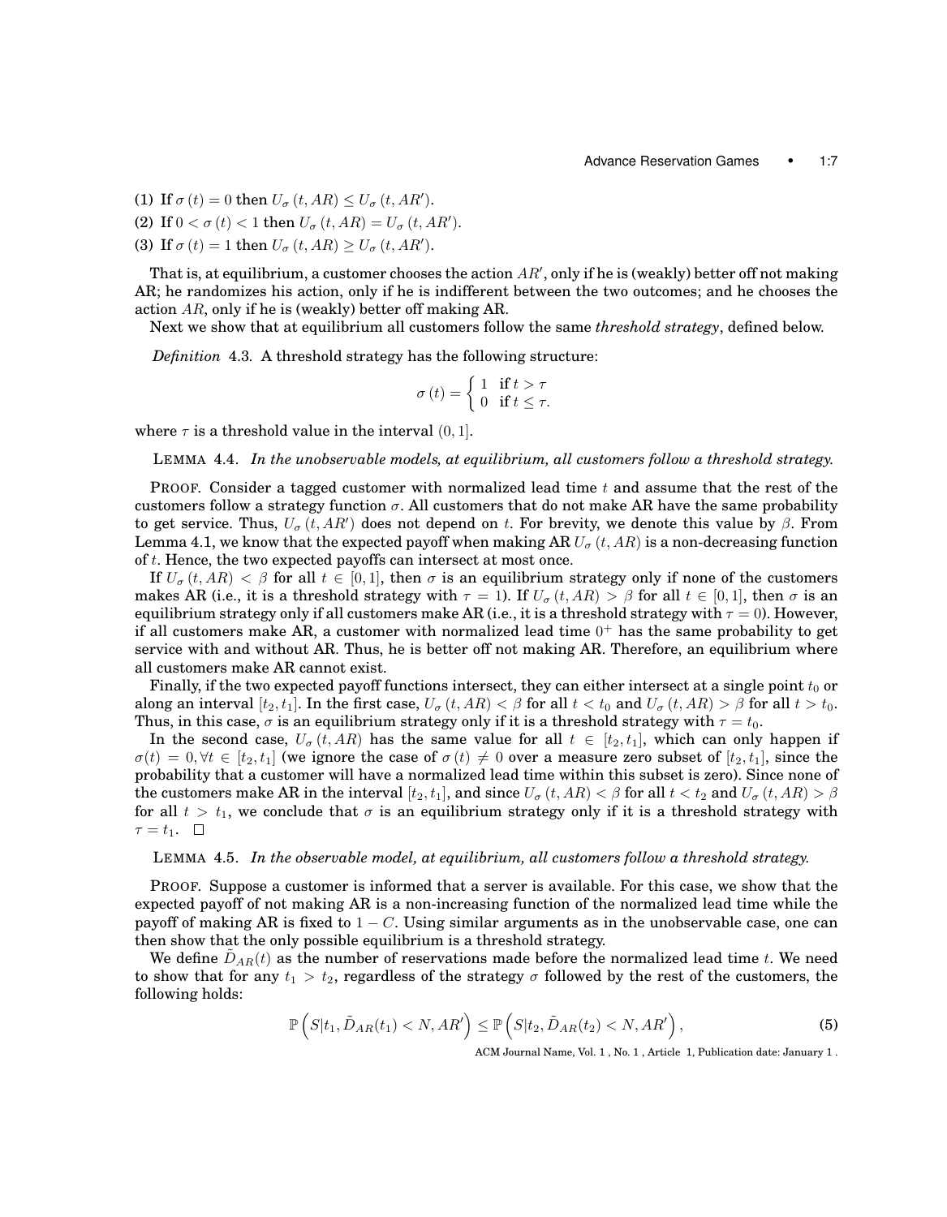(1) If $\sigma(t) = 0$ then $U_\sigma(t, AR) \leq U_\sigma(t, AR')$.

(2) If $0 < \sigma(t) < 1$ then $U_\sigma(t, AR) = U_\sigma(t, AR')$.

(3) If $\sigma(t) = 1$ then $U_\sigma(t, AR) \geq U_\sigma(t, AR')$.

That is, at equilibrium, a customer chooses the action $AR'$, only if he is (weakly) better off not making AR; he randomizes his action, only if he is indifferent between the two outcomes; and he chooses the action $AR$, only if he is (weakly) better off making AR.

Next we show that at equilibrium all customers follow the same *threshold strategy*, defined below.

*Definition* 4.3. A threshold strategy has the following structure:

$$\sigma(t) = \begin{cases} 1 & \text{if } t > \tau \\ 0 & \text{if } t \leq \tau. \end{cases}$$

where $\tau$ is a threshold value in the interval $(0, 1]$.

LEMMA 4.4. *In the unobservable models, at equilibrium, all customers follow a threshold strategy.*

PROOF. Consider a tagged customer with normalized lead time $t$ and assume that the rest of the customers follow a strategy function $\sigma$. All customers that do not make AR have the same probability to get service. Thus, $U_\sigma(t, AR')$ does not depend on $t$. For brevity, we denote this value by $\beta$. From Lemma 4.1, we know that the expected payoff when making AR $U_\sigma(t, AR)$ is a non-decreasing function of $t$. Hence, the two expected payoffs can intersect at most once.

If $U_\sigma(t, AR) < \beta$ for all $t \in [0, 1]$, then $\sigma$ is an equilibrium strategy only if none of the customers makes AR (i.e., it is a threshold strategy with $\tau = 1$). If $U_\sigma(t, AR) > \beta$ for all $t \in [0, 1]$, then $\sigma$ is an equilibrium strategy only if all customers make AR (i.e., it is a threshold strategy with $\tau = 0$). However, if all customers make AR, a customer with normalized lead time $0^+$ has the same probability to get service with and without AR. Thus, he is better off not making AR. Therefore, an equilibrium where all customers make AR cannot exist.

Finally, if the two expected payoff functions intersect, they can either intersect at a single point $t_0$ or along an interval $[t_2, t_1]$. In the first case, $U_\sigma(t, AR) < \beta$ for all $t < t_0$ and $U_\sigma(t, AR) > \beta$ for all $t > t_0$. Thus, in this case, $\sigma$ is an equilibrium strategy only if it is a threshold strategy with $\tau = t_0$.

In the second case, $U_\sigma(t, AR)$ has the same value for all $t \in [t_2, t_1]$, which can only happen if $\sigma(t) = 0, \forall t \in [t_2, t_1]$ (we ignore the case of $\sigma(t) \neq 0$ over a measure zero subset of $[t_2, t_1]$, since the probability that a customer will have a normalized lead time within this subset is zero). Since none of the customers make AR in the interval $[t_2, t_1]$, and since $U_\sigma(t, AR) < \beta$ for all $t < t_2$ and $U_\sigma(t, AR) > \beta$ for all $t > t_1$, we conclude that $\sigma$ is an equilibrium strategy only if it is a threshold strategy with $\tau = t_1$. $\square$

LEMMA 4.5. *In the observable model, at equilibrium, all customers follow a threshold strategy.*

PROOF. Suppose a customer is informed that a server is available. For this case, we show that the expected payoff of not making AR is a non-increasing function of the normalized lead time while the payoff of making AR is fixed to $1 - C$. Using similar arguments as in the unobservable case, one can then show that the only possible equilibrium is a threshold strategy.

We define $\tilde{D}_{AR}(t)$ as the number of reservations made before the normalized lead time $t$. We need to show that for any $t_1 > t_2$, regardless of the strategy $\sigma$ followed by the rest of the customers, the following holds:

$$\mathbb{P}\left(S|t_1, \tilde{D}_{AR}(t_1) < N, AR'\right) \leq \mathbb{P}\left(S|t_2, \tilde{D}_{AR}(t_2) < N, AR'\right), \tag{5}$$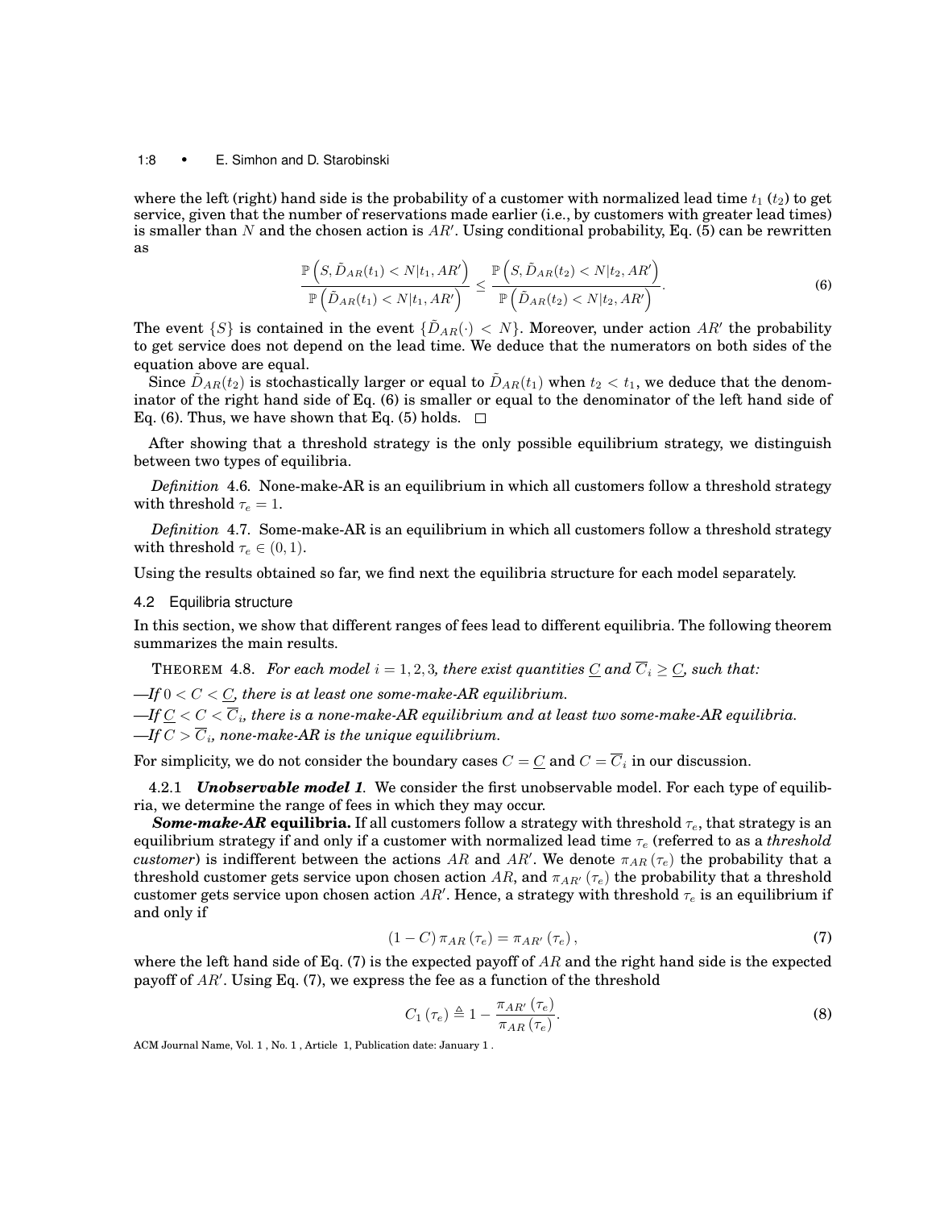where the left (right) hand side is the probability of a customer with normalized lead time $t_1$ ($t_2$) to get service, given that the number of reservations made earlier (i.e., by customers with greater lead times) is smaller than $N$ and the chosen action is $AR'$. Using conditional probability, Eq. (5) can be rewritten as

$$\frac{\mathbb{P}\left(S, \tilde{D}_{AR}(t_1) < N | t_1, AR'\right)}{\mathbb{P}\left(\tilde{D}_{AR}(t_1) < N | t_1, AR'\right)} \leq \frac{\mathbb{P}\left(S, \tilde{D}_{AR}(t_2) < N | t_2, AR'\right)}{\mathbb{P}\left(\tilde{D}_{AR}(t_2) < N | t_2, AR'\right)}. \tag{6}$$

The event $\{S\}$ is contained in the event $\{\tilde{D}_{AR}(\cdot) < N\}$. Moreover, under action $AR'$ the probability to get service does not depend on the lead time. We deduce that the numerators on both sides of the equation above are equal.

Since $\tilde{D}_{AR}(t_2)$ is stochastically larger or equal to $\tilde{D}_{AR}(t_1)$ when $t_2 < t_1$, we deduce that the denominator of the right hand side of Eq. (6) is smaller or equal to the denominator of the left hand side of Eq. (6). Thus, we have shown that Eq. (5) holds. □

After showing that a threshold strategy is the only possible equilibrium strategy, we distinguish between two types of equilibria.

*Definition* 4.6. None-make-AR is an equilibrium in which all customers follow a threshold strategy with threshold $\tau_e = 1$.

*Definition* 4.7. Some-make-AR is an equilibrium in which all customers follow a threshold strategy with threshold $\tau_e \in (0, 1)$.

Using the results obtained so far, we find next the equilibria structure for each model separately.

## 4.2 Equilibria structure

In this section, we show that different ranges of fees lead to different equilibria. The following theorem summarizes the main results.

THEOREM 4.8. *For each model $i = 1, 2, 3$, there exist quantities $\underline{C}$ and $\overline{C}_i \geq \underline{C}$, such that:*

—*If $0 < C < \underline{C}$, there is at least one some-make-AR equilibrium.*
—*If $\underline{C} < C < \overline{C}_i$, there is a none-make-AR equilibrium and at least two some-make-AR equilibria.*
—*If $C > \overline{C}_i$, none-make-AR is the unique equilibrium.*

For simplicity, we do not consider the boundary cases $C = \underline{C}$ and $C = \overline{C}_i$ in our discussion.

4.2.1 ***Unobservable model 1***. We consider the first unobservable model. For each type of equilibria, we determine the range of fees in which they may occur.

***Some-make-AR* equilibria.** If all customers follow a strategy with threshold $\tau_e$, that strategy is an equilibrium strategy if and only if a customer with normalized lead time $\tau_e$ (referred to as a *threshold customer*) is indifferent between the actions $AR$ and $AR'$. We denote $\pi_{AR}(\tau_e)$ the probability that a threshold customer gets service upon chosen action $AR$, and $\pi_{AR'}(\tau_e)$ the probability that a threshold customer gets service upon chosen action $AR'$. Hence, a strategy with threshold $\tau_e$ is an equilibrium if and only if

$$(1 - C)\,\pi_{AR}(\tau_e) = \pi_{AR'}(\tau_e), \tag{7}$$

where the left hand side of Eq. (7) is the expected payoff of $AR$ and the right hand side is the expected payoff of $AR'$. Using Eq. (7), we express the fee as a function of the threshold

$$C_1(\tau_e) \triangleq 1 - \frac{\pi_{AR'}(\tau_e)}{\pi_{AR}(\tau_e)}. \tag{8}$$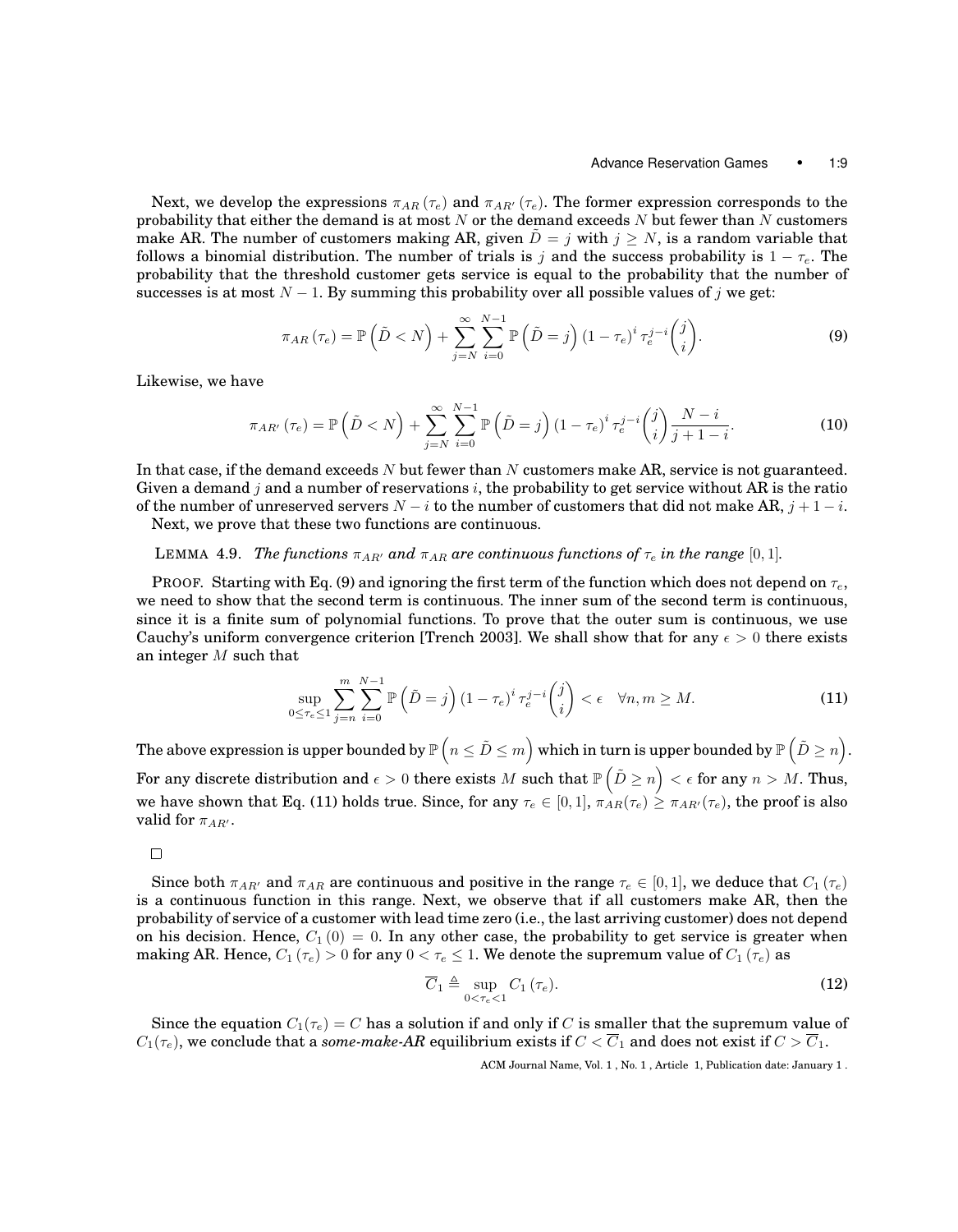Next, we develop the expressions $\pi_{AR}(\tau_e)$ and $\pi_{AR'}(\tau_e)$. The former expression corresponds to the probability that either the demand is at most $N$ or the demand exceeds $N$ but fewer than $N$ customers make AR. The number of customers making AR, given $\tilde{D} = j$ with $j \geq N$, is a random variable that follows a binomial distribution. The number of trials is $j$ and the success probability is $1 - \tau_e$. The probability that the threshold customer gets service is equal to the probability that the number of successes is at most $N - 1$. By summing this probability over all possible values of $j$ we get:

$$\pi_{AR}(\tau_e) = \mathbb{P}\left(\tilde{D} < N\right) + \sum_{j=N}^{\infty} \sum_{i=0}^{N-1} \mathbb{P}\left(\tilde{D} = j\right) (1 - \tau_e)^i \tau_e^{j-i} \binom{j}{i}. \tag{9}$$

Likewise, we have

$$\pi_{AR'}(\tau_e) = \mathbb{P}\left(\tilde{D} < N\right) + \sum_{j=N}^{\infty} \sum_{i=0}^{N-1} \mathbb{P}\left(\tilde{D} = j\right) (1 - \tau_e)^i \tau_e^{j-i} \binom{j}{i} \frac{N-i}{j+1-i}. \tag{10}$$

In that case, if the demand exceeds $N$ but fewer than $N$ customers make AR, service is not guaranteed. Given a demand $j$ and a number of reservations $i$, the probability to get service without AR is the ratio of the number of unreserved servers $N - i$ to the number of customers that did not make AR, $j + 1 - i$.

Next, we prove that these two functions are continuous.

LEMMA 4.9. *The functions $\pi_{AR'}$ and $\pi_{AR}$ are continuous functions of $\tau_e$ in the range $[0, 1]$.*

PROOF. Starting with Eq. (9) and ignoring the first term of the function which does not depend on $\tau_e$, we need to show that the second term is continuous. The inner sum of the second term is continuous, since it is a finite sum of polynomial functions. To prove that the outer sum is continuous, we use Cauchy's uniform convergence criterion [Trench 2003]. We shall show that for any $\epsilon > 0$ there exists an integer $M$ such that

$$\sup_{0 \leq \tau_e \leq 1} \sum_{j=n}^{m} \sum_{i=0}^{N-1} \mathbb{P}\left(\tilde{D} = j\right) (1 - \tau_e)^i \tau_e^{j-i} \binom{j}{i} < \epsilon \quad \forall n, m \geq M. \tag{11}$$

The above expression is upper bounded by $\mathbb{P}\left(n \leq \tilde{D} \leq m\right)$ which in turn is upper bounded by $\mathbb{P}\left(\tilde{D} \geq n\right)$. For any discrete distribution and $\epsilon > 0$ there exists $M$ such that $\mathbb{P}\left(\tilde{D} \geq n\right) < \epsilon$ for any $n > M$. Thus, we have shown that Eq. (11) holds true. Since, for any $\tau_e \in [0, 1]$, $\pi_{AR}(\tau_e) \geq \pi_{AR'}(\tau_e)$, the proof is also valid for $\pi_{AR'}$.

□

Since both $\pi_{AR'}$ and $\pi_{AR}$ are continuous and positive in the range $\tau_e \in [0, 1]$, we deduce that $C_1(\tau_e)$ is a continuous function in this range. Next, we observe that if all customers make AR, then the probability of service of a customer with lead time zero (i.e., the last arriving customer) does not depend on his decision. Hence, $C_1(0) = 0$. In any other case, the probability to get service is greater when making AR. Hence, $C_1(\tau_e) > 0$ for any $0 < \tau_e \leq 1$. We denote the supremum value of $C_1(\tau_e)$ as

$$\overline{C}_1 \triangleq \sup_{0 < \tau_e < 1} C_1(\tau_e). \tag{12}$$

Since the equation $C_1(\tau_e) = C$ has a solution if and only if $C$ is smaller that the supremum value of $C_1(\tau_e)$, we conclude that a *some-make-AR* equilibrium exists if $C < \overline{C}_1$ and does not exist if $C > \overline{C}_1$.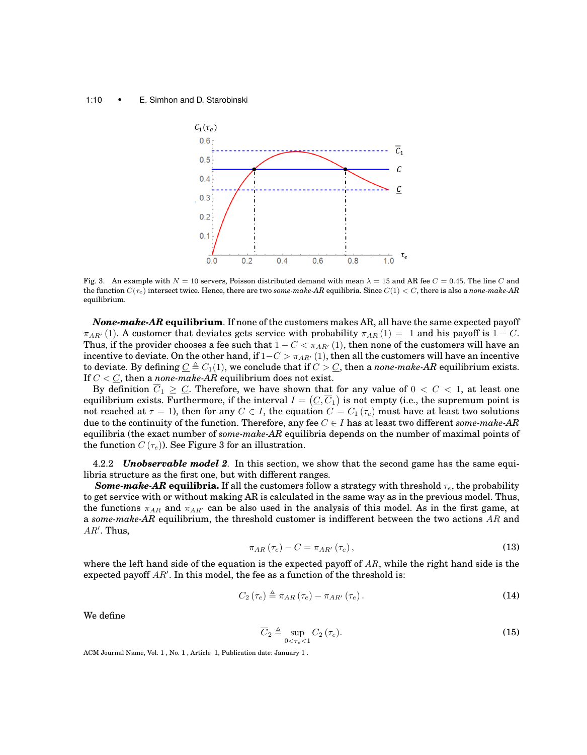Fig. 3. An example with $N = 10$ servers, Poisson distributed demand with mean $\lambda = 15$ and AR fee $C = 0.45$. The line $C$ and the function $C(\tau_e)$ intersect twice. Hence, there are two *some-make-AR* equilibria. Since $C(1) < C$, there is also a *none-make-AR* equilibrium.

***None-make-AR* equilibrium**. If none of the customers makes AR, all have the same expected payoff $\pi_{AR'}(1)$. A customer that deviates gets service with probability $\pi_{AR}(1) = 1$ and his payoff is $1 - C$. Thus, if the provider chooses a fee such that $1 - C < \pi_{AR'}(1)$, then none of the customers will have an incentive to deviate. On the other hand, if $1 - C > \pi_{AR'}(1)$, then all the customers will have an incentive to deviate. By defining $\underline{C} \triangleq C_1(1)$, we conclude that if $C > \underline{C}$, then a *none-make-AR* equilibrium exists. If $C < \underline{C}$, then a *none-make-AR* equilibrium does not exist.

By definition $\overline{C}_1 \geq \underline{C}$. Therefore, we have shown that for any value of $0 < C < 1$, at least one equilibrium exists. Furthermore, if the interval $I = \left(\underline{C}, \overline{C}_1\right)$ is not empty (i.e., the supremum point is not reached at $\tau = 1$), then for any $C \in I$, the equation $C = C_1(\tau_e)$ must have at least two solutions due to the continuity of the function. Therefore, any fee $C \in I$ has at least two different *some-make-AR* equilibria (the exact number of *some-make-AR* equilibria depends on the number of maximal points of the function $C(\tau_e)$). See Figure 3 for an illustration.

#### 4.2.2 *Unobservable model 2*.

In this section, we show that the second game has the same equilibria structure as the first one, but with different ranges.

***Some-make-AR* equilibria.** If all the customers follow a strategy with threshold $\tau_e$, the probability to get service with or without making AR is calculated in the same way as in the previous model. Thus, the functions $\pi_{AR}$ and $\pi_{AR'}$ can be also used in the analysis of this model. As in the first game, at a *some-make-AR* equilibrium, the threshold customer is indifferent between the two actions $AR$ and $AR'$. Thus,

$$\pi_{AR}(\tau_e) - C = \pi_{AR'}(\tau_e), \tag{13}$$

where the left hand side of the equation is the expected payoff of $AR$, while the right hand side is the expected payoff $AR'$. In this model, the fee as a function of the threshold is:

$$C_2(\tau_e) \triangleq \pi_{AR}(\tau_e) - \pi_{AR'}(\tau_e). \tag{14}$$

We define

$$\overline{C}_2 \triangleq \sup_{0<\tau_e<1} C_2(\tau_e). \tag{15}$$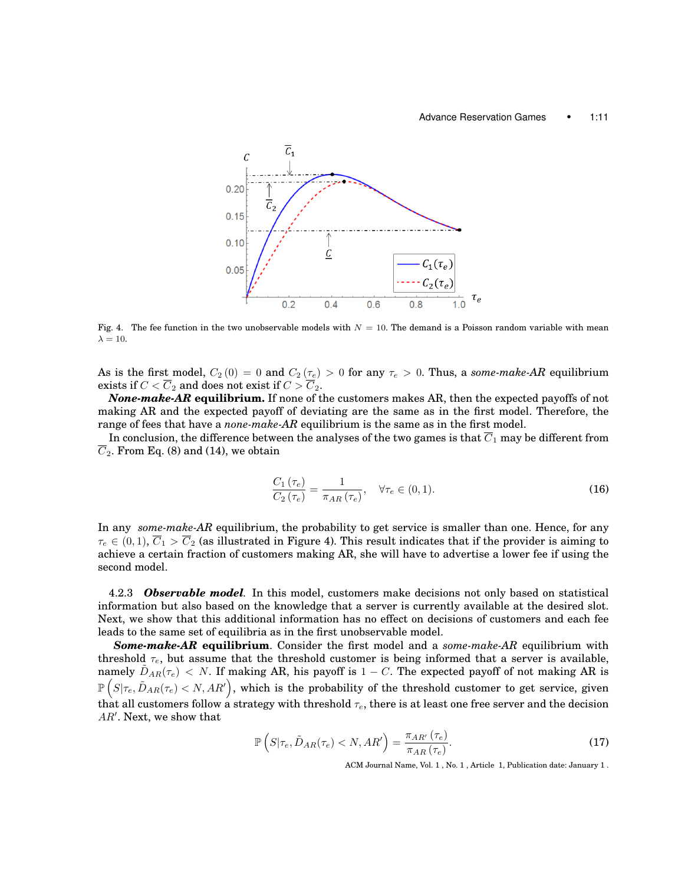Fig. 4. The fee function in the two unobservable models with $N = 10$. The demand is a Poisson random variable with mean $\lambda = 10$.

As is the first model, $C_2(0) = 0$ and $C_2(\tau_e) > 0$ for any $\tau_e > 0$. Thus, a *some-make-AR* equilibrium exists if $C < \overline{C}_2$ and does not exist if $C > \overline{C}_2$.

***None-make-AR* equilibrium.** If none of the customers makes AR, then the expected payoffs of not making AR and the expected payoff of deviating are the same as in the first model. Therefore, the range of fees that have a *none-make-AR* equilibrium is the same as in the first model.

In conclusion, the difference between the analyses of the two games is that $\overline{C}_1$ may be different from $\overline{C}_2$. From Eq. (8) and (14), we obtain

$$\frac{C_1(\tau_e)}{C_2(\tau_e)} = \frac{1}{\pi_{AR}(\tau_e)}, \quad \forall \tau_e \in (0,1). \tag{16}$$

In any *some-make-AR* equilibrium, the probability to get service is smaller than one. Hence, for any $\tau_e \in (0,1)$, $\overline{C}_1 > \overline{C}_2$ (as illustrated in Figure 4). This result indicates that if the provider is aiming to achieve a certain fraction of customers making AR, she will have to advertise a lower fee if using the second model.

#### 4.2.3 *Observable model.*

In this model, customers make decisions not only based on statistical information but also based on the knowledge that a server is currently available at the desired slot. Next, we show that this additional information has no effect on decisions of customers and each fee leads to the same set of equilibria as in the first unobservable model.

***Some-make-AR* equilibrium.** Consider the first model and a *some-make-AR* equilibrium with threshold $\tau_e$, but assume that the threshold customer is being informed that a server is available, namely $\tilde{D}_{AR}(\tau_e) < N$. If making AR, his payoff is $1 - C$. The expected payoff of not making AR is $\mathbb{P}\left(S|\tau_e, \tilde{D}_{AR}(\tau_e) < N, AR'\right)$, which is the probability of the threshold customer to get service, given that all customers follow a strategy with threshold $\tau_e$, there is at least one free server and the decision $AR'$. Next, we show that

$$\mathbb{P}\left(S|\tau_e, \tilde{D}_{AR}(\tau_e) < N, AR'\right) = \frac{\pi_{AR'}(\tau_e)}{\pi_{AR}(\tau_e)}. \tag{17}$$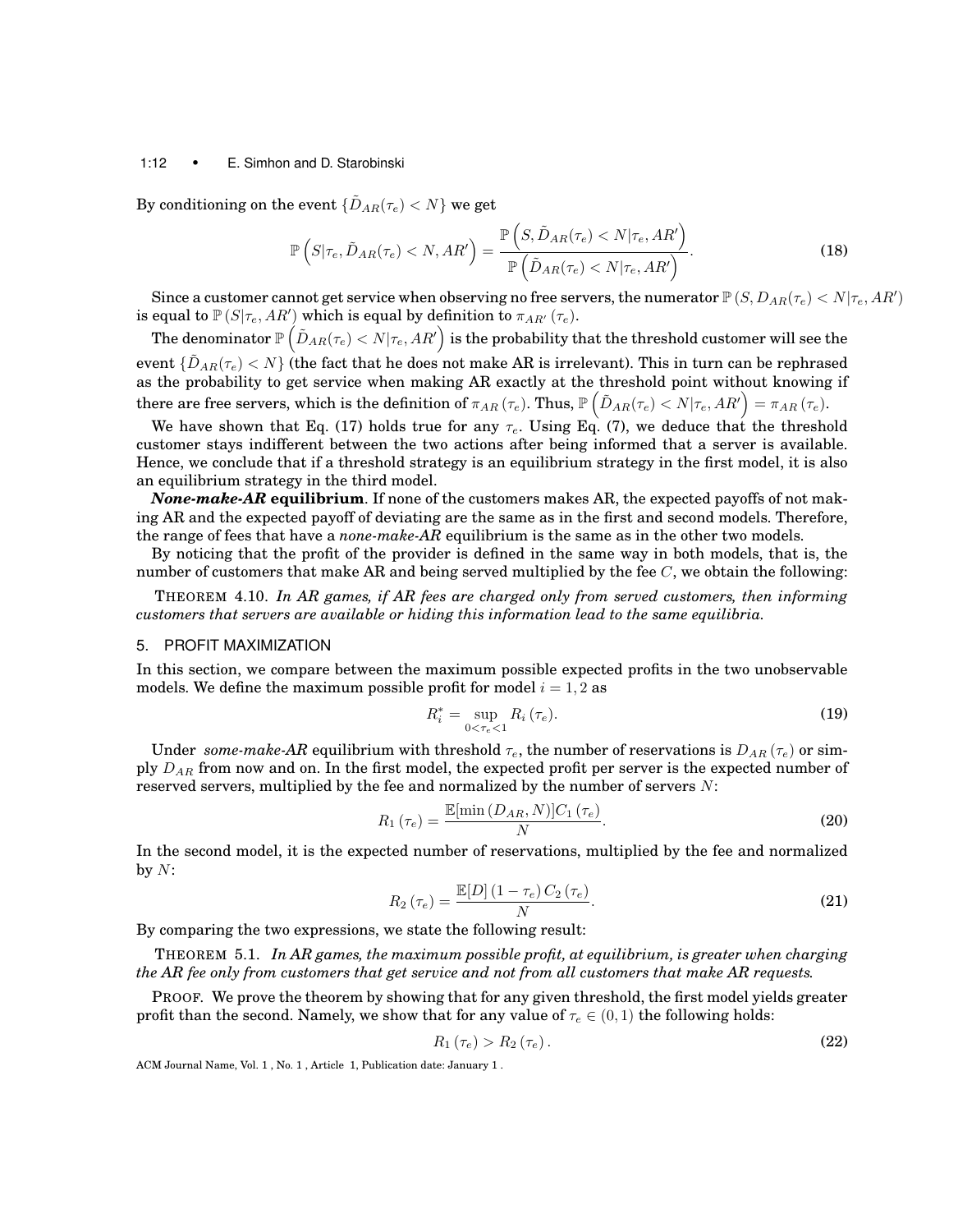By conditioning on the event $\{\tilde{D}_{AR}(\tau_e) < N\}$ we get

$$\mathbb{P}\left(S|\tau_e, \tilde{D}_{AR}(\tau_e) < N, AR'\right) = \frac{\mathbb{P}\left(S, \tilde{D}_{AR}(\tau_e) < N|\tau_e, AR'\right)}{\mathbb{P}\left(\tilde{D}_{AR}(\tau_e) < N|\tau_e, AR'\right)}. \tag{18}$$

Since a customer cannot get service when observing no free servers, the numerator $\mathbb{P}\left(S, D_{AR}(\tau_e) < N|\tau_e, AR'\right)$ is equal to $\mathbb{P}\left(S|\tau_e, AR'\right)$ which is equal by definition to $\pi_{AR'}\left(\tau_e\right)$.

The denominator $\mathbb{P}\left(\tilde{D}_{AR}(\tau_e) < N|\tau_e, AR'\right)$ is the probability that the threshold customer will see the event $\{\tilde{D}_{AR}(\tau_e) < N\}$ (the fact that he does not make AR is irrelevant). This in turn can be rephrased as the probability to get service when making AR exactly at the threshold point without knowing if there are free servers, which is the definition of $\pi_{AR}\left(\tau_e\right)$. Thus, $\mathbb{P}\left(\tilde{D}_{AR}(\tau_e) < N|\tau_e, AR'\right) = \pi_{AR}\left(\tau_e\right)$.

We have shown that Eq. (17) holds true for any $\tau_e$. Using Eq. (7), we deduce that the threshold customer stays indifferent between the two actions after being informed that a server is available. Hence, we conclude that if a threshold strategy is an equilibrium strategy in the first model, it is also an equilibrium strategy in the third model.

***None-make-AR* equilibrium**. If none of the customers makes AR, the expected payoffs of not making AR and the expected payoff of deviating are the same as in the first and second models. Therefore, the range of fees that have a *none-make-AR* equilibrium is the same as in the other two models.

By noticing that the profit of the provider is defined in the same way in both models, that is, the number of customers that make AR and being served multiplied by the fee $C$, we obtain the following:

THEOREM 4.10. *In AR games, if AR fees are charged only from served customers, then informing customers that servers are available or hiding this information lead to the same equilibria.*

## 5. PROFIT MAXIMIZATION

In this section, we compare between the maximum possible expected profits in the two unobservable models. We define the maximum possible profit for model $i = 1, 2$ as

$$R_i^* = \sup_{0<\tau_e<1} R_i\left(\tau_e\right). \tag{19}$$

Under *some-make-AR* equilibrium with threshold $\tau_e$, the number of reservations is $D_{AR}\left(\tau_e\right)$ or simply $D_{AR}$ from now and on. In the first model, the expected profit per server is the expected number of reserved servers, multiplied by the fee and normalized by the number of servers $N$:

$$R_1\left(\tau_e\right) = \frac{\mathbb{E}[\min\left(D_{AR}, N\right)]C_1\left(\tau_e\right)}{N}. \tag{20}$$

In the second model, it is the expected number of reservations, multiplied by the fee and normalized by $N$:

$$R_2\left(\tau_e\right) = \frac{\mathbb{E}[D]\left(1-\tau_e\right)C_2\left(\tau_e\right)}{N}. \tag{21}$$

By comparing the two expressions, we state the following result:

THEOREM 5.1. *In AR games, the maximum possible profit, at equilibrium, is greater when charging the AR fee only from customers that get service and not from all customers that make AR requests.*

PROOF. We prove the theorem by showing that for any given threshold, the first model yields greater profit than the second. Namely, we show that for any value of $\tau_e \in (0, 1)$ the following holds:

$$R_1\left(\tau_e\right) > R_2\left(\tau_e\right). \tag{22}$$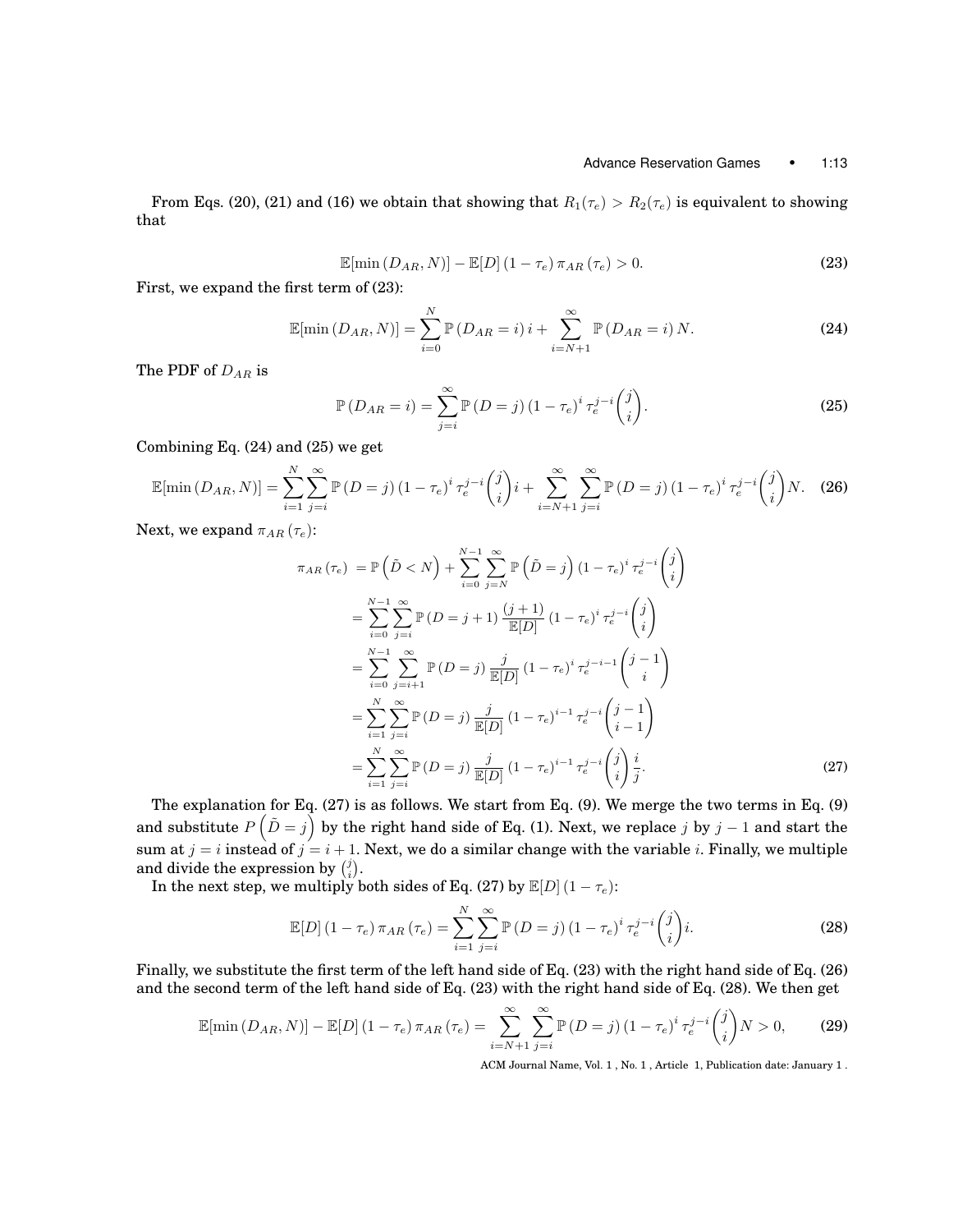From Eqs. (20), (21) and (16) we obtain that showing that $R_1(\tau_e) > R_2(\tau_e)$ is equivalent to showing that

$$\mathbb{E}[\min(D_{AR}, N)] - \mathbb{E}[D]\,(1-\tau_e)\,\pi_{AR}(\tau_e) > 0. \tag{23}$$

First, we expand the first term of (23):

$$\mathbb{E}[\min(D_{AR}, N)] = \sum_{i=0}^{N} \mathbb{P}(D_{AR} = i)\, i + \sum_{i=N+1}^{\infty} \mathbb{P}(D_{AR} = i)\, N. \tag{24}$$

The PDF of $D_{AR}$ is

$$\mathbb{P}(D_{AR} = i) = \sum_{j=i}^{\infty} \mathbb{P}(D = j)\,(1-\tau_e)^i\, \tau_e^{j-i} \binom{j}{i}. \tag{25}$$

Combining Eq. (24) and (25) we get

$$\mathbb{E}[\min(D_{AR}, N)] = \sum_{i=1}^{N}\sum_{j=i}^{\infty} \mathbb{P}(D = j)\,(1-\tau_e)^i\, \tau_e^{j-i} \binom{j}{i} i + \sum_{i=N+1}^{\infty}\sum_{j=i}^{\infty} \mathbb{P}(D = j)\,(1-\tau_e)^i\, \tau_e^{j-i} \binom{j}{i} N. \tag{26}$$

Next, we expand $\pi_{AR}(\tau_e)$:

$$\begin{aligned}
\pi_{AR}(\tau_e) &= \mathbb{P}\left(\tilde{D} < N\right) + \sum_{i=0}^{N-1}\sum_{j=N}^{\infty} \mathbb{P}\left(\tilde{D} = j\right)(1-\tau_e)^i\, \tau_e^{j-i} \binom{j}{i} \\
&= \sum_{i=0}^{N-1}\sum_{j=i}^{\infty} \mathbb{P}(D = j+1)\, \frac{(j+1)}{\mathbb{E}[D]}\,(1-\tau_e)^i\, \tau_e^{j-i} \binom{j}{i} \\
&= \sum_{i=0}^{N-1}\sum_{j=i+1}^{\infty} \mathbb{P}(D = j)\, \frac{j}{\mathbb{E}[D]}\,(1-\tau_e)^i\, \tau_e^{j-i-1} \binom{j-1}{i} \\
&= \sum_{i=1}^{N}\sum_{j=i}^{\infty} \mathbb{P}(D = j)\, \frac{j}{\mathbb{E}[D]}\,(1-\tau_e)^{i-1}\, \tau_e^{j-i} \binom{j-1}{i-1} \\
&= \sum_{i=1}^{N}\sum_{j=i}^{\infty} \mathbb{P}(D = j)\, \frac{j}{\mathbb{E}[D]}\,(1-\tau_e)^{i-1}\, \tau_e^{j-i} \binom{j}{i} \frac{i}{j}.
\end{aligned} \tag{27}$$

The explanation for Eq. (27) is as follows. We start from Eq. (9). We merge the two terms in Eq. (9) and substitute $P\left(\tilde{D} = j\right)$ by the right hand side of Eq. (1). Next, we replace $j$ by $j-1$ and start the sum at $j = i$ instead of $j = i+1$. Next, we do a similar change with the variable $i$. Finally, we multiple and divide the expression by $\binom{j}{i}$.

In the next step, we multiply both sides of Eq. (27) by $\mathbb{E}[D]\,(1-\tau_e)$:

$$\mathbb{E}[D]\,(1-\tau_e)\,\pi_{AR}(\tau_e) = \sum_{i=1}^{N}\sum_{j=i}^{\infty} \mathbb{P}(D = j)\,(1-\tau_e)^i\, \tau_e^{j-i} \binom{j}{i} i. \tag{28}$$

Finally, we substitute the first term of the left hand side of Eq. (23) with the right hand side of Eq. (26) and the second term of the left hand side of Eq. (23) with the right hand side of Eq. (28). We then get

$$\mathbb{E}[\min(D_{AR}, N)] - \mathbb{E}[D]\,(1-\tau_e)\,\pi_{AR}(\tau_e) = \sum_{i=N+1}^{\infty}\sum_{j=i}^{\infty} \mathbb{P}(D = j)\,(1-\tau_e)^i\, \tau_e^{j-i} \binom{j}{i} N > 0, \tag{29}$$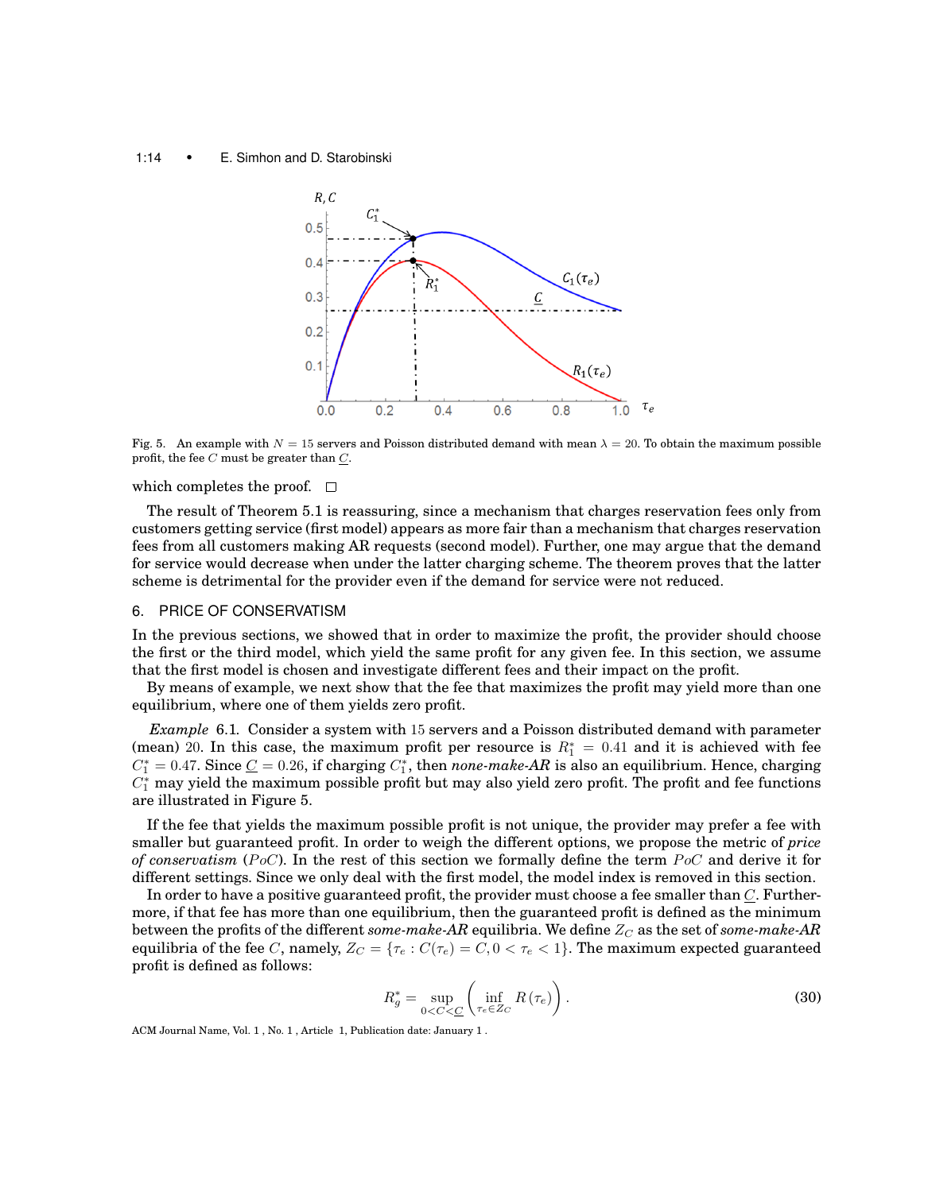Fig. 5. An example with $N = 15$ servers and Poisson distributed demand with mean $\lambda = 20$. To obtain the maximum possible profit, the fee $C$ must be greater than $\underline{C}$.

which completes the proof. $\square$

The result of Theorem 5.1 is reassuring, since a mechanism that charges reservation fees only from customers getting service (first model) appears as more fair than a mechanism that charges reservation fees from all customers making AR requests (second model). Further, one may argue that the demand for service would decrease when under the latter charging scheme. The theorem proves that the latter scheme is detrimental for the provider even if the demand for service were not reduced.

## 6. PRICE OF CONSERVATISM

In the previous sections, we showed that in order to maximize the profit, the provider should choose the first or the third model, which yield the same profit for any given fee. In this section, we assume that the first model is chosen and investigate different fees and their impact on the profit.

By means of example, we next show that the fee that maximizes the profit may yield more than one equilibrium, where one of them yields zero profit.

*Example* 6.1. Consider a system with 15 servers and a Poisson distributed demand with parameter (mean) 20. In this case, the maximum profit per resource is $R_1^* = 0.41$ and it is achieved with fee $C_1^* = 0.47$. Since $\underline{C} = 0.26$, if charging $C_1^*$, then *none-make-AR* is also an equilibrium. Hence, charging $C_1^*$ may yield the maximum possible profit but may also yield zero profit. The profit and fee functions are illustrated in Figure 5.

If the fee that yields the maximum possible profit is not unique, the provider may prefer a fee with smaller but guaranteed profit. In order to weigh the different options, we propose the metric of *price of conservatism* ($PoC$). In the rest of this section we formally define the term $PoC$ and derive it for different settings. Since we only deal with the first model, the model index is removed in this section.

In order to have a positive guaranteed profit, the provider must choose a fee smaller than $\underline{C}$. Furthermore, if that fee has more than one equilibrium, then the guaranteed profit is defined as the minimum between the profits of the different *some-make-AR* equilibria. We define $Z_C$ as the set of *some-make-AR* equilibria of the fee $C$, namely, $Z_C = \{\tau_e : C(\tau_e) = C, 0 < \tau_e < 1\}$. The maximum expected guaranteed profit is defined as follows:

$$R_g^* = \sup_{0<C<\underline{C}} \left( \inf_{\tau_e \in Z_C} R(\tau_e) \right). \tag{30}$$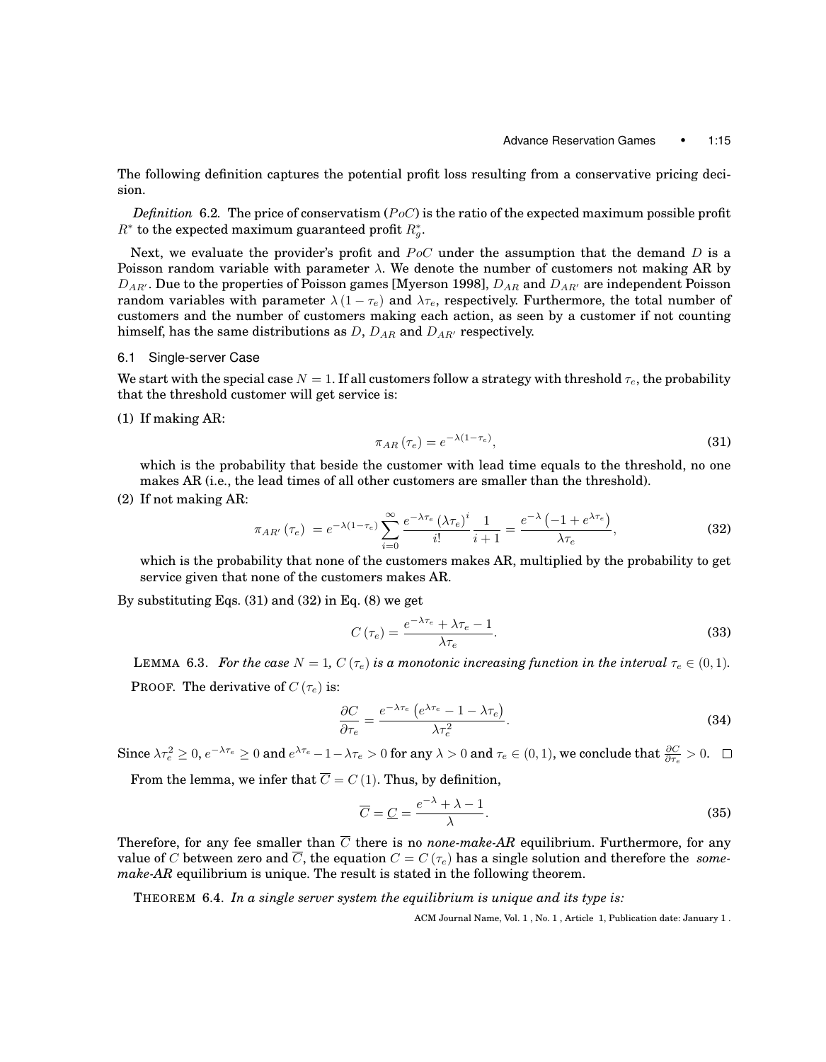The following definition captures the potential profit loss resulting from a conservative pricing decision.

*Definition* 6.2. The price of conservatism ($PoC$) is the ratio of the expected maximum possible profit $R^*$ to the expected maximum guaranteed profit $R_g^*$.

Next, we evaluate the provider's profit and $PoC$ under the assumption that the demand $D$ is a Poisson random variable with parameter $\lambda$. We denote the number of customers not making AR by $D_{AR'}$. Due to the properties of Poisson games [Myerson 1998], $D_{AR}$ and $D_{AR'}$ are independent Poisson random variables with parameter $\lambda(1-\tau_e)$ and $\lambda\tau_e$, respectively. Furthermore, the total number of customers and the number of customers making each action, as seen by a customer if not counting himself, has the same distributions as $D$, $D_{AR}$ and $D_{AR'}$ respectively.

### 6.1 Single-server Case

We start with the special case $N = 1$. If all customers follow a strategy with threshold $\tau_e$, the probability that the threshold customer will get service is:

(1) If making AR:

$$\pi_{AR}(\tau_e) = e^{-\lambda(1-\tau_e)}, \tag{31}$$

which is the probability that beside the customer with lead time equals to the threshold, no one makes AR (i.e., the lead times of all other customers are smaller than the threshold).

(2) If not making AR:

$$\pi_{AR'}(\tau_e) = e^{-\lambda(1-\tau_e)} \sum_{i=0}^{\infty} \frac{e^{-\lambda\tau_e}(\lambda\tau_e)^i}{i!} \frac{1}{i+1} = \frac{e^{-\lambda}\left(-1+e^{\lambda\tau_e}\right)}{\lambda\tau_e}, \tag{32}$$

which is the probability that none of the customers makes AR, multiplied by the probability to get service given that none of the customers makes AR.

By substituting Eqs. (31) and (32) in Eq. (8) we get

$$C(\tau_e) = \frac{e^{-\lambda\tau_e} + \lambda\tau_e - 1}{\lambda\tau_e}. \tag{33}$$

LEMMA 6.3. *For the case $N = 1$, $C(\tau_e)$ is a monotonic increasing function in the interval $\tau_e \in (0,1)$.*

PROOF. The derivative of $C(\tau_e)$ is:

$$\frac{\partial C}{\partial \tau_e} = \frac{e^{-\lambda\tau_e}\left(e^{\lambda\tau_e} - 1 - \lambda\tau_e\right)}{\lambda\tau_e^2}. \tag{34}$$

Since $\lambda\tau_e^2 \geq 0$, $e^{-\lambda\tau_e} \geq 0$ and $e^{\lambda\tau_e} - 1 - \lambda\tau_e > 0$ for any $\lambda > 0$ and $\tau_e \in (0,1)$, we conclude that $\frac{\partial C}{\partial \tau_e} > 0$. □

From the lemma, we infer that $\overline{C} = C(1)$. Thus, by definition,

$$\overline{C} = \underline{C} = \frac{e^{-\lambda} + \lambda - 1}{\lambda}. \tag{35}$$

Therefore, for any fee smaller than $\overline{C}$ there is no *none-make-AR* equilibrium. Furthermore, for any value of $C$ between zero and $\overline{C}$, the equation $C = C(\tau_e)$ has a single solution and therefore the *some-make-AR* equilibrium is unique. The result is stated in the following theorem.

THEOREM 6.4. *In a single server system the equilibrium is unique and its type is:*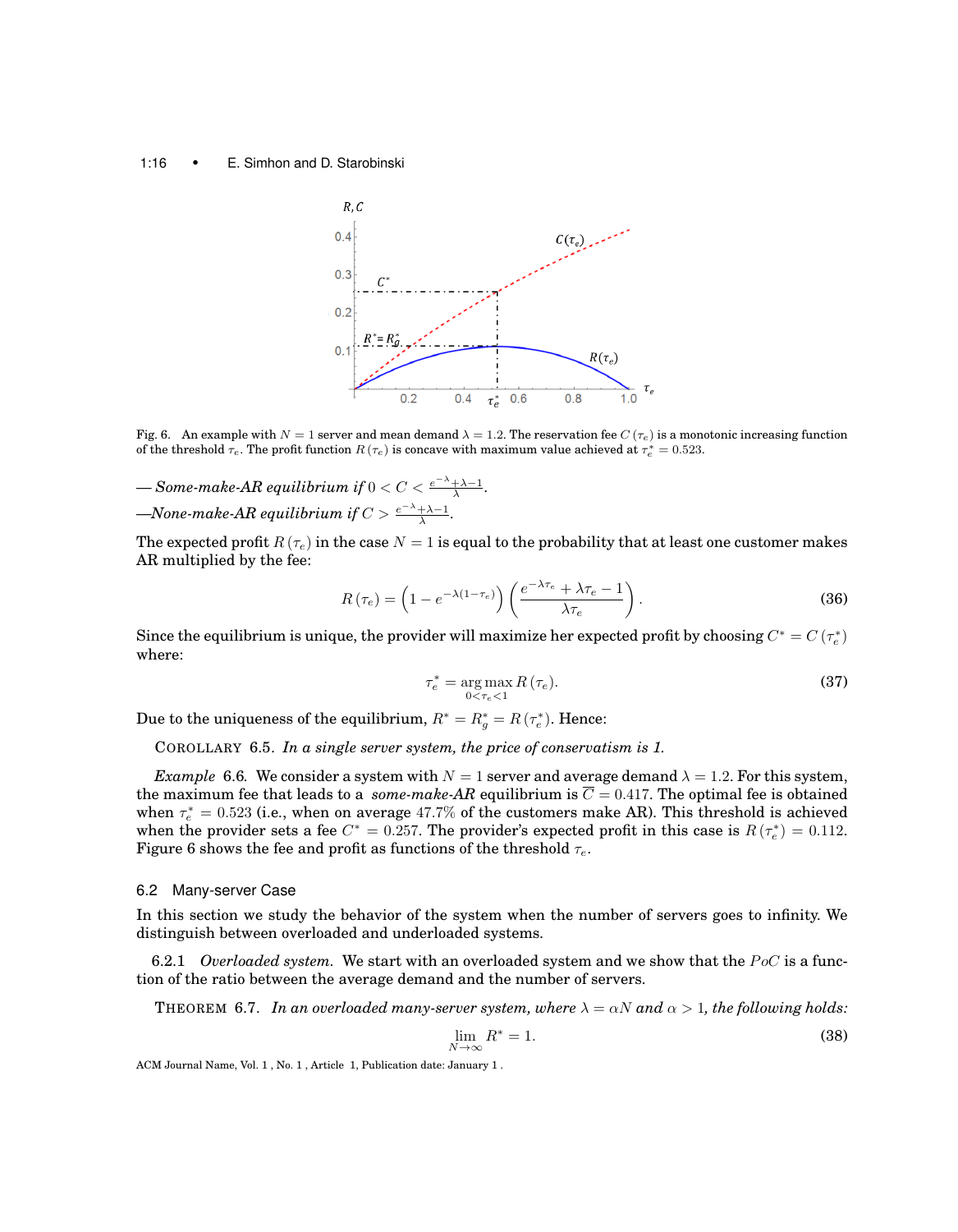Fig. 6. An example with $N = 1$ server and mean demand $\lambda = 1.2$. The reservation fee $C(\tau_e)$ is a monotonic increasing function of the threshold $\tau_e$. The profit function $R(\tau_e)$ is concave with maximum value achieved at $\tau_e^* = 0.523$.

— *Some-make-AR equilibrium if* $0 < C < \frac{e^{-\lambda}+\lambda-1}{\lambda}$.

—*None-make-AR equilibrium if* $C > \frac{e^{-\lambda}+\lambda-1}{\lambda}$.

The expected profit $R(\tau_e)$ in the case $N = 1$ is equal to the probability that at least one customer makes AR multiplied by the fee:

$$R(\tau_e) = \left(1 - e^{-\lambda(1-\tau_e)}\right)\left(\frac{e^{-\lambda\tau_e} + \lambda\tau_e - 1}{\lambda\tau_e}\right). \tag{36}$$

Since the equilibrium is unique, the provider will maximize her expected profit by choosing $C^* = C(\tau_e^*)$ where:

$$\tau_e^* = \underset{0<\tau_e<1}{\arg\max}\, R(\tau_e). \tag{37}$$

Due to the uniqueness of the equilibrium, $R^* = R_g^* = R(\tau_e^*)$. Hence:

COROLLARY 6.5. *In a single server system, the price of conservatism is 1.*

*Example* 6.6. We consider a system with $N = 1$ server and average demand $\lambda = 1.2$. For this system, the maximum fee that leads to a *some-make-AR* equilibrium is $\overline{C} = 0.417$. The optimal fee is obtained when $\tau_e^* = 0.523$ (i.e., when on average 47.7% of the customers make AR). This threshold is achieved when the provider sets a fee $C^* = 0.257$. The provider's expected profit in this case is $R(\tau_e^*) = 0.112$. Figure 6 shows the fee and profit as functions of the threshold $\tau_e$.

## 6.2 Many-server Case

In this section we study the behavior of the system when the number of servers goes to infinity. We distinguish between overloaded and underloaded systems.

### 6.2.1 *Overloaded system.*

We start with an overloaded system and we show that the $PoC$ is a function of the ratio between the average demand and the number of servers.

THEOREM 6.7. *In an overloaded many-server system, where* $\lambda = \alpha N$ *and* $\alpha > 1$*, the following holds:*

$$\lim_{N\to\infty} R^* = 1. \tag{38}$$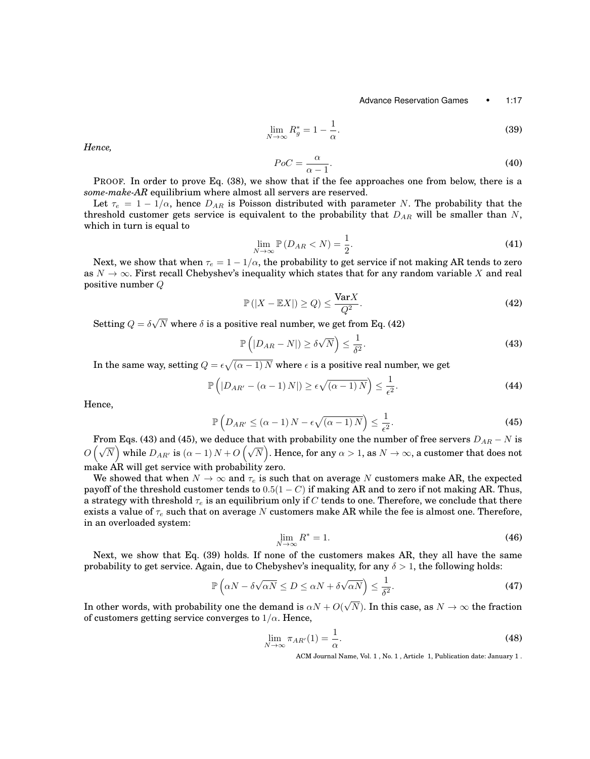$$\lim_{N\to\infty} R_g^* = 1 - \frac{1}{\alpha}. \tag{39}$$

*Hence,*

$$PoC = \frac{\alpha}{\alpha - 1}. \tag{40}$$

PROOF. In order to prove Eq. (38), we show that if the fee approaches one from below, there is a *some-make-AR* equilibrium where almost all servers are reserved.

Let $\tau_e = 1 - 1/\alpha$, hence $D_{AR}$ is Poisson distributed with parameter $N$. The probability that the threshold customer gets service is equivalent to the probability that $D_{AR}$ will be smaller than $N$, which in turn is equal to

$$\lim_{N\to\infty} \mathbb{P}\left(D_{AR} < N\right) = \frac{1}{2}. \tag{41}$$

Next, we show that when $\tau_e = 1 - 1/\alpha$, the probability to get service if not making AR tends to zero as $N \to \infty$. First recall Chebyshev's inequality which states that for any random variable $X$ and real positive number $Q$

$$\mathbb{P}\left(|X - \mathbb{E}X|) \geq Q\right) \leq \frac{\mathbf{Var}X}{Q^2}. \tag{42}$$

Setting $Q = \delta\sqrt{N}$ where $\delta$ is a positive real number, we get from Eq. (42)

$$\mathbb{P}\left(|D_{AR} - N|) \geq \delta\sqrt{N}\right) \leq \frac{1}{\delta^2}. \tag{43}$$

In the same way, setting $Q = \epsilon\sqrt{(\alpha-1)N}$ where $\epsilon$ is a positive real number, we get

$$\mathbb{P}\left(|D_{AR'} - (\alpha-1)N|) \geq \epsilon\sqrt{(\alpha-1)N}\right) \leq \frac{1}{\epsilon^2}. \tag{44}$$

Hence,

$$\mathbb{P}\left(D_{AR'} \leq (\alpha-1)N - \epsilon\sqrt{(\alpha-1)N}\right) \leq \frac{1}{\epsilon^2}. \tag{45}$$

From Eqs. (43) and (45), we deduce that with probability one the number of free servers $D_{AR} - N$ is $O\left(\sqrt{N}\right)$ while $D_{AR'}$ is $(\alpha-1)N + O\left(\sqrt{N}\right)$. Hence, for any $\alpha > 1$, as $N \to \infty$, a customer that does not make AR will get service with probability zero.

We showed that when $N \to \infty$ and $\tau_e$ is such that on average $N$ customers make AR, the expected payoff of the threshold customer tends to $0.5(1 - C)$ if making AR and to zero if not making AR. Thus, a strategy with threshold $\tau_e$ is an equilibrium only if $C$ tends to one. Therefore, we conclude that there exists a value of $\tau_e$ such that on average $N$ customers make AR while the fee is almost one. Therefore, in an overloaded system:

$$\lim_{N\to\infty} R^* = 1. \tag{46}$$

Next, we show that Eq. (39) holds. If none of the customers makes AR, they all have the same probability to get service. Again, due to Chebyshev's inequality, for any $\delta > 1$, the following holds:

$$\mathbb{P}\left(\alpha N - \delta\sqrt{\alpha N} \leq D \leq \alpha N + \delta\sqrt{\alpha N}\right) \leq \frac{1}{\delta^2}. \tag{47}$$

In other words, with probability one the demand is $\alpha N + O(\sqrt{N})$. In this case, as $N \to \infty$ the fraction of customers getting service converges to $1/\alpha$. Hence,

$$\lim_{N\to\infty} \pi_{AR'}(1) = \frac{1}{\alpha}. \tag{48}$$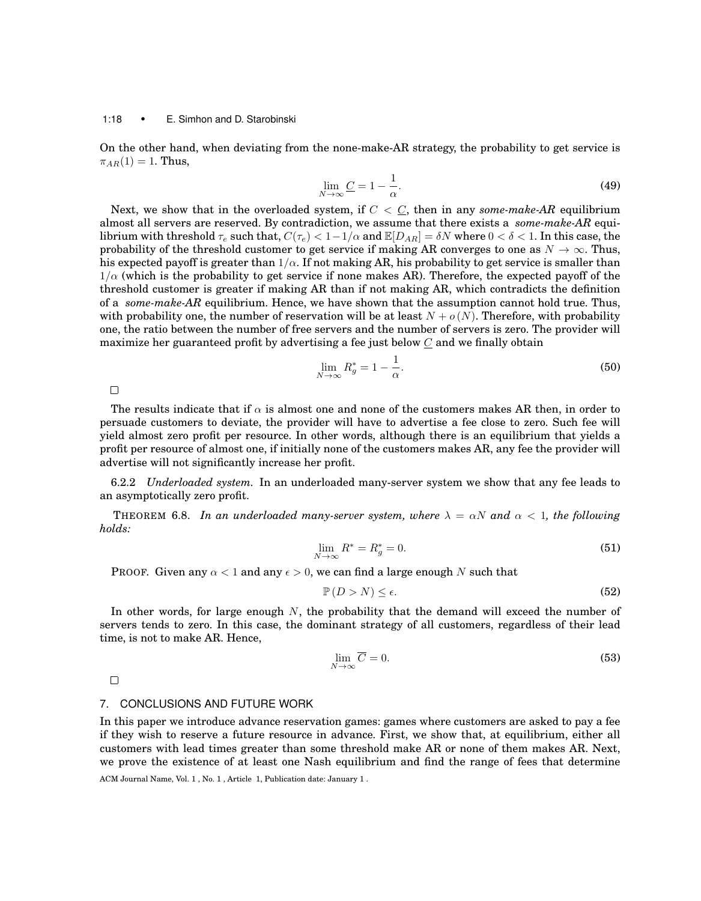On the other hand, when deviating from the none-make-AR strategy, the probability to get service is $\pi_{AR}(1) = 1$. Thus,

$$\lim_{N\to\infty} \underline{C} = 1 - \frac{1}{\alpha}. \tag{49}$$

Next, we show that in the overloaded system, if $C < \underline{C}$, then in any *some-make-AR* equilibrium almost all servers are reserved. By contradiction, we assume that there exists a *some-make-AR* equilibrium with threshold $\tau_e$ such that, $C(\tau_e) < 1-1/\alpha$ and $\mathbb{E}[D_{AR}] = \delta N$ where $0 < \delta < 1$. In this case, the probability of the threshold customer to get service if making AR converges to one as $N \to \infty$. Thus, his expected payoff is greater than $1/\alpha$. If not making AR, his probability to get service is smaller than $1/\alpha$ (which is the probability to get service if none makes AR). Therefore, the expected payoff of the threshold customer is greater if making AR than if not making AR, which contradicts the definition of a *some-make-AR* equilibrium. Hence, we have shown that the assumption cannot hold true. Thus, with probability one, the number of reservation will be at least $N + o(N)$. Therefore, with probability one, the ratio between the number of free servers and the number of servers is zero. The provider will maximize her guaranteed profit by advertising a fee just below $\underline{C}$ and we finally obtain

$$\lim_{N\to\infty} R_g^* = 1 - \frac{1}{\alpha}. \tag{50}$$

□

The results indicate that if $\alpha$ is almost one and none of the customers makes AR then, in order to persuade customers to deviate, the provider will have to advertise a fee close to zero. Such fee will yield almost zero profit per resource. In other words, although there is an equilibrium that yields a profit per resource of almost one, if initially none of the customers makes AR, any fee the provider will advertise will not significantly increase her profit.

6.2.2 *Underloaded system.* In an underloaded many-server system we show that any fee leads to an asymptotically zero profit.

THEOREM 6.8. *In an underloaded many-server system, where $\lambda = \alpha N$ and $\alpha < 1$, the following holds:*

$$\lim_{N\to\infty} R^* = R_g^* = 0. \tag{51}$$

PROOF. Given any $\alpha < 1$ and any $\epsilon > 0$, we can find a large enough $N$ such that

$$\mathbb{P}(D > N) \leq \epsilon. \tag{52}$$

In other words, for large enough $N$, the probability that the demand will exceed the number of servers tends to zero. In this case, the dominant strategy of all customers, regardless of their lead time, is not to make AR. Hence,

$$\lim_{N\to\infty} \overline{C} = 0. \tag{53}$$

□

## 7. CONCLUSIONS AND FUTURE WORK

In this paper we introduce advance reservation games: games where customers are asked to pay a fee if they wish to reserve a future resource in advance. First, we show that, at equilibrium, either all customers with lead times greater than some threshold make AR or none of them makes AR. Next, we prove the existence of at least one Nash equilibrium and find the range of fees that determine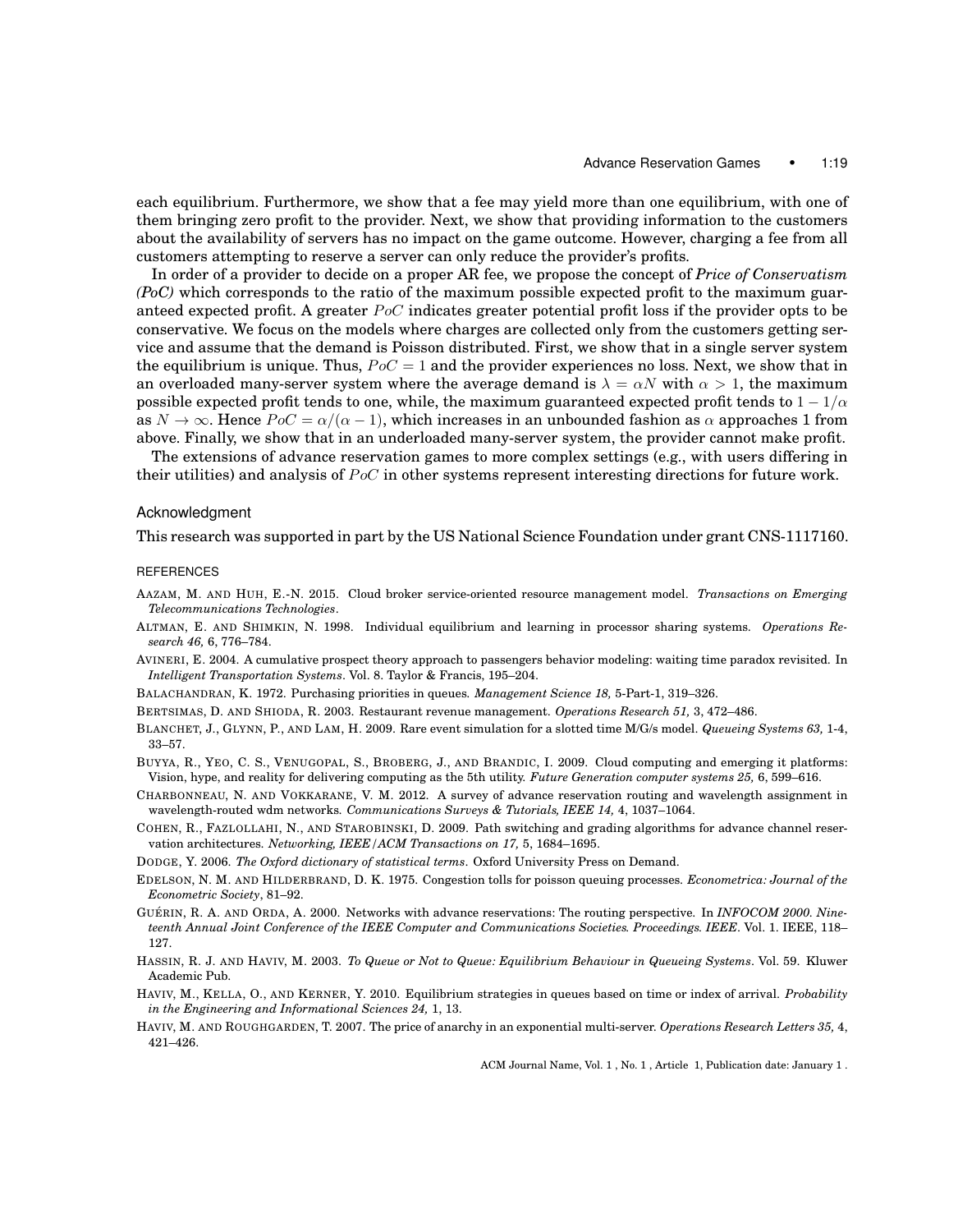each equilibrium. Furthermore, we show that a fee may yield more than one equilibrium, with one of them bringing zero profit to the provider. Next, we show that providing information to the customers about the availability of servers has no impact on the game outcome. However, charging a fee from all customers attempting to reserve a server can only reduce the provider's profits.

In order of a provider to decide on a proper AR fee, we propose the concept of *Price of Conservatism (PoC)* which corresponds to the ratio of the maximum possible expected profit to the maximum guaranteed expected profit. A greater $PoC$ indicates greater potential profit loss if the provider opts to be conservative. We focus on the models where charges are collected only from the customers getting service and assume that the demand is Poisson distributed. First, we show that in a single server system the equilibrium is unique. Thus, $PoC = 1$ and the provider experiences no loss. Next, we show that in an overloaded many-server system where the average demand is $\lambda = \alpha N$ with $\alpha > 1$, the maximum possible expected profit tends to one, while, the maximum guaranteed expected profit tends to $1 - 1/\alpha$ as $N \to \infty$. Hence $PoC = \alpha/(\alpha - 1)$, which increases in an unbounded fashion as $\alpha$ approaches 1 from above. Finally, we show that in an underloaded many-server system, the provider cannot make profit.

The extensions of advance reservation games to more complex settings (e.g., with users differing in their utilities) and analysis of $PoC$ in other systems represent interesting directions for future work.

## Acknowledgment

This research was supported in part by the US National Science Foundation under grant CNS-1117160.

## REFERENCES

AAZAM, M. AND HUH, E.-N. 2015. Cloud broker service-oriented resource management model. *Transactions on Emerging Telecommunications Technologies*.

ALTMAN, E. AND SHIMKIN, N. 1998. Individual equilibrium and learning in processor sharing systems. *Operations Research 46,* 6, 776–784.

AVINERI, E. 2004. A cumulative prospect theory approach to passengers behavior modeling: waiting time paradox revisited. In *Intelligent Transportation Systems*. Vol. 8. Taylor & Francis, 195–204.

BALACHANDRAN, K. 1972. Purchasing priorities in queues. *Management Science 18,* 5-Part-1, 319–326.

BERTSIMAS, D. AND SHIODA, R. 2003. Restaurant revenue management. *Operations Research 51,* 3, 472–486.

BLANCHET, J., GLYNN, P., AND LAM, H. 2009. Rare event simulation for a slotted time M/G/s model. *Queueing Systems 63,* 1-4, 33–57.

BUYYA, R., YEO, C. S., VENUGOPAL, S., BROBERG, J., AND BRANDIC, I. 2009. Cloud computing and emerging it platforms: Vision, hype, and reality for delivering computing as the 5th utility. *Future Generation computer systems 25,* 6, 599–616.

CHARBONNEAU, N. AND VOKKARANE, V. M. 2012. A survey of advance reservation routing and wavelength assignment in wavelength-routed wdm networks. *Communications Surveys & Tutorials, IEEE 14,* 4, 1037–1064.

COHEN, R., FAZLOLLAHI, N., AND STAROBINSKI, D. 2009. Path switching and grading algorithms for advance channel reservation architectures. *Networking, IEEE/ACM Transactions on 17,* 5, 1684–1695.

DODGE, Y. 2006. *The Oxford dictionary of statistical terms*. Oxford University Press on Demand.

EDELSON, N. M. AND HILDERBRAND, D. K. 1975. Congestion tolls for poisson queuing processes. *Econometrica: Journal of the Econometric Society*, 81–92.

GUÉRIN, R. A. AND ORDA, A. 2000. Networks with advance reservations: The routing perspective. In *INFOCOM 2000. Nineteenth Annual Joint Conference of the IEEE Computer and Communications Societies. Proceedings. IEEE*. Vol. 1. IEEE, 118–127.

HASSIN, R. J. AND HAVIV, M. 2003. *To Queue or Not to Queue: Equilibrium Behaviour in Queueing Systems*. Vol. 59. Kluwer Academic Pub.

HAVIV, M., KELLA, O., AND KERNER, Y. 2010. Equilibrium strategies in queues based on time or index of arrival. *Probability in the Engineering and Informational Sciences 24,* 1, 13.

HAVIV, M. AND ROUGHGARDEN, T. 2007. The price of anarchy in an exponential multi-server. *Operations Research Letters 35,* 4, 421–426.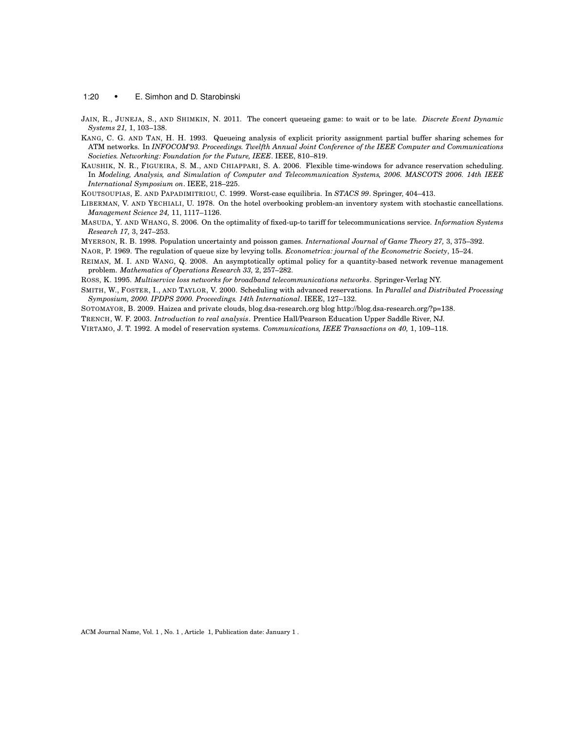JAIN, R., JUNEJA, S., AND SHIMKIN, N. 2011. The concert queueing game: to wait or to be late. *Discrete Event Dynamic Systems 21,* 1, 103–138.

KANG, C. G. AND TAN, H. H. 1993. Queueing analysis of explicit priority assignment partial buffer sharing schemes for ATM networks. In *INFOCOM'93. Proceedings. Twelfth Annual Joint Conference of the IEEE Computer and Communications Societies. Networking: Foundation for the Future, IEEE*. IEEE, 810–819.

KAUSHIK, N. R., FIGUEIRA, S. M., AND CHIAPPARI, S. A. 2006. Flexible time-windows for advance reservation scheduling. In *Modeling, Analysis, and Simulation of Computer and Telecommunication Systems, 2006. MASCOTS 2006. 14th IEEE International Symposium on*. IEEE, 218–225.

KOUTSOUPIAS, E. AND PAPADIMITRIOU, C. 1999. Worst-case equilibria. In *STACS 99*. Springer, 404–413.

LIBERMAN, V. AND YECHIALI, U. 1978. On the hotel overbooking problem-an inventory system with stochastic cancellations. *Management Science 24,* 11, 1117–1126.

MASUDA, Y. AND WHANG, S. 2006. On the optimality of fixed-up-to tariff for telecommunications service. *Information Systems Research 17,* 3, 247–253.

MYERSON, R. B. 1998. Population uncertainty and poisson games. *International Journal of Game Theory 27,* 3, 375–392.

NAOR, P. 1969. The regulation of queue size by levying tolls. *Econometrica: journal of the Econometric Society*, 15–24.

REIMAN, M. I. AND WANG, Q. 2008. An asymptotically optimal policy for a quantity-based network revenue management problem. *Mathematics of Operations Research 33,* 2, 257–282.

ROSS, K. 1995. *Multiservice loss networks for broadband telecommunications networks*. Springer-Verlag NY.

SMITH, W., FOSTER, I., AND TAYLOR, V. 2000. Scheduling with advanced reservations. In *Parallel and Distributed Processing Symposium, 2000. IPDPS 2000. Proceedings. 14th International*. IEEE, 127–132.

SOTOMAYOR, B. 2009. Haizea and private clouds, blog.dsa-research.org blog http://blog.dsa-research.org/?p=138.

TRENCH, W. F. 2003. *Introduction to real analysis*. Prentice Hall/Pearson Education Upper Saddle River, NJ.

VIRTAMO, J. T. 1992. A model of reservation systems. *Communications, IEEE Transactions on 40,* 1, 109–118.